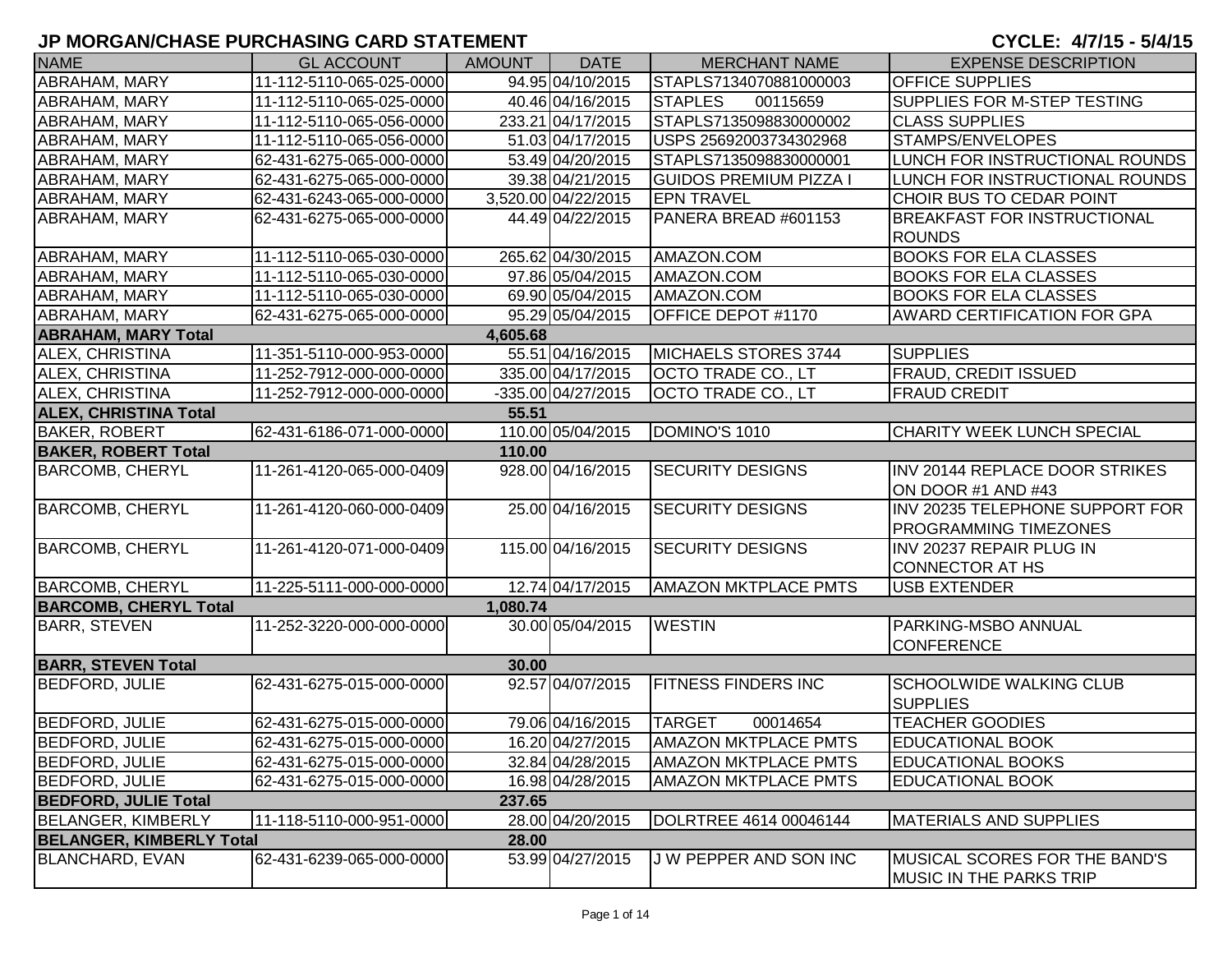# JP MORGAN/CHASE PURCHASING CARD STATEMENT

**CYCLE: 4/7/15 - 5/4/15**

| NAME | GL ACCOUNT | AMOUNT | DATE | MERCHANT NAME | EXPENSE DESCRIPTION |
|---|---|---|---|---|---|
| ABRAHAM, MARY | 11-112-5110-065-025-0000 | 94.95 | 04/10/2015 | STAPLS7134070881000003 | OFFICE SUPPLIES |
| ABRAHAM, MARY | 11-112-5110-065-025-0000 | 40.46 | 04/16/2015 | STAPLES 00115659 | SUPPLIES FOR M-STEP TESTING |
| ABRAHAM, MARY | 11-112-5110-065-056-0000 | 233.21 | 04/17/2015 | STAPLS7135098830000002 | CLASS SUPPLIES |
| ABRAHAM, MARY | 11-112-5110-065-056-0000 | 51.03 | 04/17/2015 | USPS 25692003734302968 | STAMPS/ENVELOPES |
| ABRAHAM, MARY | 62-431-6275-065-000-0000 | 53.49 | 04/20/2015 | STAPLS7135098830000001 | LUNCH FOR INSTRUCTIONAL ROUNDS |
| ABRAHAM, MARY | 62-431-6275-065-000-0000 | 39.38 | 04/21/2015 | GUIDOS PREMIUM PIZZA I | LUNCH FOR INSTRUCTIONAL ROUNDS |
| ABRAHAM, MARY | 62-431-6243-065-000-0000 | 3,520.00 | 04/22/2015 | EPN TRAVEL | CHOIR BUS TO CEDAR POINT |
| ABRAHAM, MARY | 62-431-6275-065-000-0000 | 44.49 | 04/22/2015 | PANERA BREAD #601153 | BREAKFAST FOR INSTRUCTIONAL ROUNDS |
| ABRAHAM, MARY | 11-112-5110-065-030-0000 | 265.62 | 04/30/2015 | AMAZON.COM | BOOKS FOR ELA CLASSES |
| ABRAHAM, MARY | 11-112-5110-065-030-0000 | 97.86 | 05/04/2015 | AMAZON.COM | BOOKS FOR ELA CLASSES |
| ABRAHAM, MARY | 11-112-5110-065-030-0000 | 69.90 | 05/04/2015 | AMAZON.COM | BOOKS FOR ELA CLASSES |
| ABRAHAM, MARY | 62-431-6275-065-000-0000 | 95.29 | 05/04/2015 | OFFICE DEPOT #1170 | AWARD CERTIFICATION FOR GPA |
| **ABRAHAM, MARY Total** | | **4,605.68** | | | |
| ALEX, CHRISTINA | 11-351-5110-000-953-0000 | 55.51 | 04/16/2015 | MICHAELS STORES 3744 | SUPPLIES |
| ALEX, CHRISTINA | 11-252-7912-000-000-0000 | 335.00 | 04/17/2015 | OCTO TRADE CO., LT | FRAUD, CREDIT ISSUED |
| ALEX, CHRISTINA | 11-252-7912-000-000-0000 | -335.00 | 04/27/2015 | OCTO TRADE CO., LT | FRAUD CREDIT |
| **ALEX, CHRISTINA Total** | | **55.51** | | | |
| BAKER, ROBERT | 62-431-6186-071-000-0000 | 110.00 | 05/04/2015 | DOMINO'S 1010 | CHARITY WEEK LUNCH SPECIAL |
| **BAKER, ROBERT Total** | | **110.00** | | | |
| BARCOMB, CHERYL | 11-261-4120-065-000-0409 | 928.00 | 04/16/2015 | SECURITY DESIGNS | INV 20144 REPLACE DOOR STRIKES ON DOOR #1 AND #43 |
| BARCOMB, CHERYL | 11-261-4120-060-000-0409 | 25.00 | 04/16/2015 | SECURITY DESIGNS | INV 20235 TELEPHONE SUPPORT FOR PROGRAMMING TIMEZONES |
| BARCOMB, CHERYL | 11-261-4120-071-000-0409 | 115.00 | 04/16/2015 | SECURITY DESIGNS | INV 20237 REPAIR PLUG IN CONNECTOR AT HS |
| BARCOMB, CHERYL | 11-225-5111-000-000-0000 | 12.74 | 04/17/2015 | AMAZON MKTPLACE PMTS | USB EXTENDER |
| **BARCOMB, CHERYL Total** | | **1,080.74** | | | |
| BARR, STEVEN | 11-252-3220-000-000-0000 | 30.00 | 05/04/2015 | WESTIN | PARKING-MSBO ANNUAL CONFERENCE |
| **BARR, STEVEN Total** | | **30.00** | | | |
| BEDFORD, JULIE | 62-431-6275-015-000-0000 | 92.57 | 04/07/2015 | FITNESS FINDERS INC | SCHOOLWIDE WALKING CLUB SUPPLIES |
| BEDFORD, JULIE | 62-431-6275-015-000-0000 | 79.06 | 04/16/2015 | TARGET 00014654 | TEACHER GOODIES |
| BEDFORD, JULIE | 62-431-6275-015-000-0000 | 16.20 | 04/27/2015 | AMAZON MKTPLACE PMTS | EDUCATIONAL BOOK |
| BEDFORD, JULIE | 62-431-6275-015-000-0000 | 32.84 | 04/28/2015 | AMAZON MKTPLACE PMTS | EDUCATIONAL BOOKS |
| BEDFORD, JULIE | 62-431-6275-015-000-0000 | 16.98 | 04/28/2015 | AMAZON MKTPLACE PMTS | EDUCATIONAL BOOK |
| **BEDFORD, JULIE Total** | | **237.65** | | | |
| BELANGER, KIMBERLY | 11-118-5110-000-951-0000 | 28.00 | 04/20/2015 | DOLRTREE 4614 00046144 | MATERIALS AND SUPPLIES |
| **BELANGER, KIMBERLY Total** | | **28.00** | | | |
| BLANCHARD, EVAN | 62-431-6239-065-000-0000 | 53.99 | 04/27/2015 | J W PEPPER AND SON INC | MUSICAL SCORES FOR THE BAND'S MUSIC IN THE PARKS TRIP |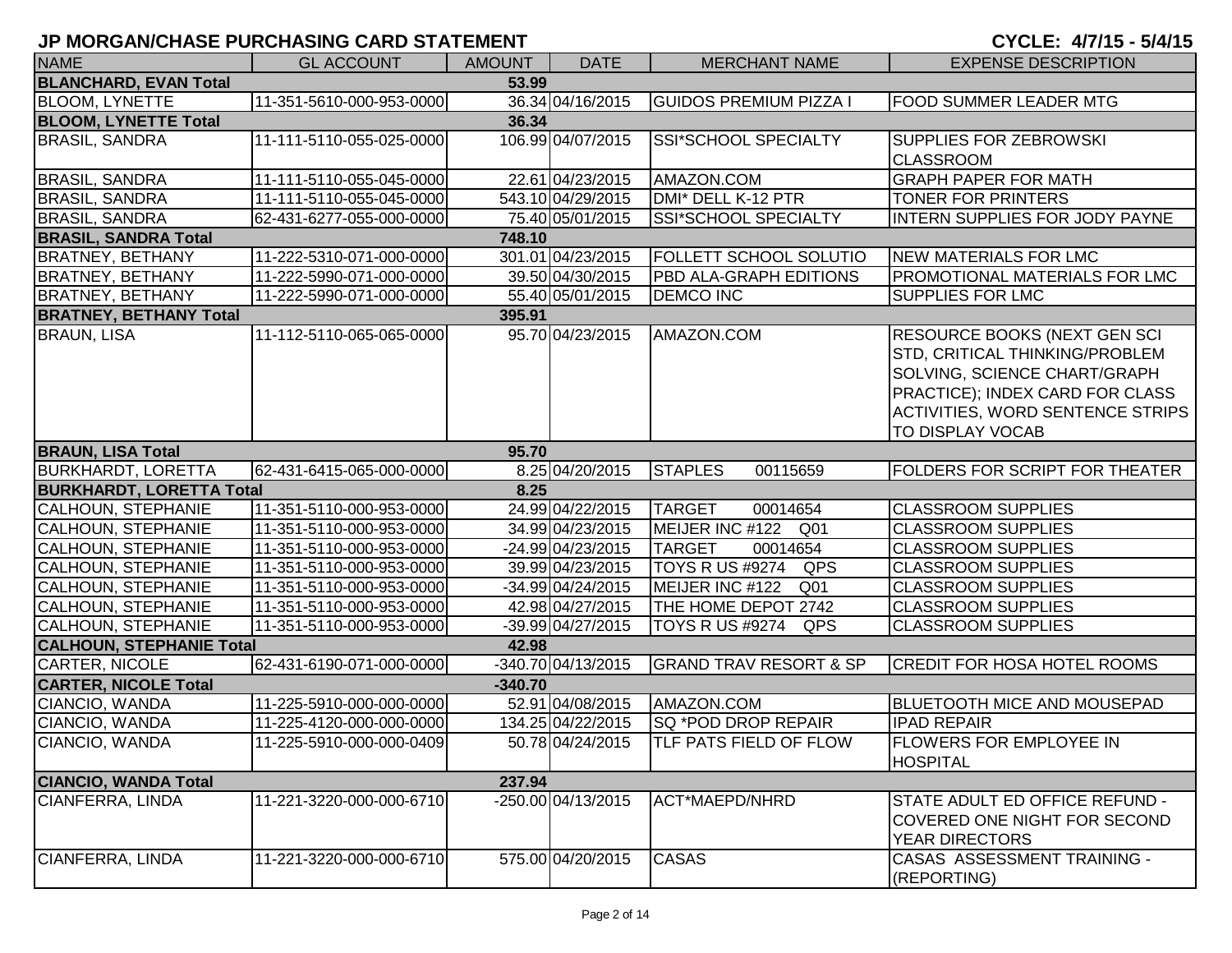## JP MORGAN/CHASE PURCHASING CARD STATEMENT

**CYCLE: 4/7/15 - 5/4/15**

| NAME | GL ACCOUNT | AMOUNT | DATE | MERCHANT NAME | EXPENSE DESCRIPTION |
|---|---|---|---|---|---|
| **BLANCHARD, EVAN Total** | | **53.99** | | | |
| BLOOM, LYNETTE | 11-351-5610-000-953-0000 | 36.34 | 04/16/2015 | GUIDOS PREMIUM PIZZA I | FOOD SUMMER LEADER MTG |
| **BLOOM, LYNETTE Total** | | **36.34** | | | |
| BRASIL, SANDRA | 11-111-5110-055-025-0000 | 106.99 | 04/07/2015 | SSI*SCHOOL SPECIALTY | SUPPLIES FOR ZEBROWSKI CLASSROOM |
| BRASIL, SANDRA | 11-111-5110-055-045-0000 | 22.61 | 04/23/2015 | AMAZON.COM | GRAPH PAPER FOR MATH |
| BRASIL, SANDRA | 11-111-5110-055-045-0000 | 543.10 | 04/29/2015 | DMI* DELL K-12 PTR | TONER FOR PRINTERS |
| BRASIL, SANDRA | 62-431-6277-055-000-0000 | 75.40 | 05/01/2015 | SSI*SCHOOL SPECIALTY | INTERN SUPPLIES FOR JODY PAYNE |
| **BRASIL, SANDRA Total** | | **748.10** | | | |
| BRATNEY, BETHANY | 11-222-5310-071-000-0000 | 301.01 | 04/23/2015 | FOLLETT SCHOOL SOLUTIO | NEW MATERIALS FOR LMC |
| BRATNEY, BETHANY | 11-222-5990-071-000-0000 | 39.50 | 04/30/2015 | PBD ALA-GRAPH EDITIONS | PROMOTIONAL MATERIALS FOR LMC |
| BRATNEY, BETHANY | 11-222-5990-071-000-0000 | 55.40 | 05/01/2015 | DEMCO INC | SUPPLIES FOR LMC |
| **BRATNEY, BETHANY Total** | | **395.91** | | | |
| BRAUN, LISA | 11-112-5110-065-065-0000 | 95.70 | 04/23/2015 | AMAZON.COM | RESOURCE BOOKS (NEXT GEN SCI STD, CRITICAL THINKING/PROBLEM SOLVING, SCIENCE CHART/GRAPH PRACTICE); INDEX CARD FOR CLASS ACTIVITIES, WORD SENTENCE STRIPS TO DISPLAY VOCAB |
| **BRAUN, LISA Total** | | **95.70** | | | |
| BURKHARDT, LORETTA | 62-431-6415-065-000-0000 | 8.25 | 04/20/2015 | STAPLES 00115659 | FOLDERS FOR SCRIPT FOR THEATER |
| **BURKHARDT, LORETTA Total** | | **8.25** | | | |
| CALHOUN, STEPHANIE | 11-351-5110-000-953-0000 | 24.99 | 04/22/2015 | TARGET 00014654 | CLASSROOM SUPPLIES |
| CALHOUN, STEPHANIE | 11-351-5110-000-953-0000 | 34.99 | 04/23/2015 | MEIJER INC #122 Q01 | CLASSROOM SUPPLIES |
| CALHOUN, STEPHANIE | 11-351-5110-000-953-0000 | -24.99 | 04/23/2015 | TARGET 00014654 | CLASSROOM SUPPLIES |
| CALHOUN, STEPHANIE | 11-351-5110-000-953-0000 | 39.99 | 04/23/2015 | TOYS R US #9274 QPS | CLASSROOM SUPPLIES |
| CALHOUN, STEPHANIE | 11-351-5110-000-953-0000 | -34.99 | 04/24/2015 | MEIJER INC #122 Q01 | CLASSROOM SUPPLIES |
| CALHOUN, STEPHANIE | 11-351-5110-000-953-0000 | 42.98 | 04/27/2015 | THE HOME DEPOT 2742 | CLASSROOM SUPPLIES |
| CALHOUN, STEPHANIE | 11-351-5110-000-953-0000 | -39.99 | 04/27/2015 | TOYS R US #9274 QPS | CLASSROOM SUPPLIES |
| **CALHOUN, STEPHANIE Total** | | **42.98** | | | |
| CARTER, NICOLE | 62-431-6190-071-000-0000 | -340.70 | 04/13/2015 | GRAND TRAV RESORT & SP | CREDIT FOR HOSA HOTEL ROOMS |
| **CARTER, NICOLE Total** | | **-340.70** | | | |
| CIANCIO, WANDA | 11-225-5910-000-000-0000 | 52.91 | 04/08/2015 | AMAZON.COM | BLUETOOTH MICE AND MOUSEPAD |
| CIANCIO, WANDA | 11-225-4120-000-000-0000 | 134.25 | 04/22/2015 | SQ *POD DROP REPAIR | IPAD REPAIR |
| CIANCIO, WANDA | 11-225-5910-000-000-0409 | 50.78 | 04/24/2015 | TLF PATS FIELD OF FLOW | FLOWERS FOR EMPLOYEE IN HOSPITAL |
| **CIANCIO, WANDA Total** | | **237.94** | | | |
| CIANFERRA, LINDA | 11-221-3220-000-000-6710 | -250.00 | 04/13/2015 | ACT*MAEPD/NHRD | STATE ADULT ED OFFICE REFUND - COVERED ONE NIGHT FOR SECOND YEAR DIRECTORS |
| CIANFERRA, LINDA | 11-221-3220-000-000-6710 | 575.00 | 04/20/2015 | CASAS | CASAS ASSESSMENT TRAINING - (REPORTING) |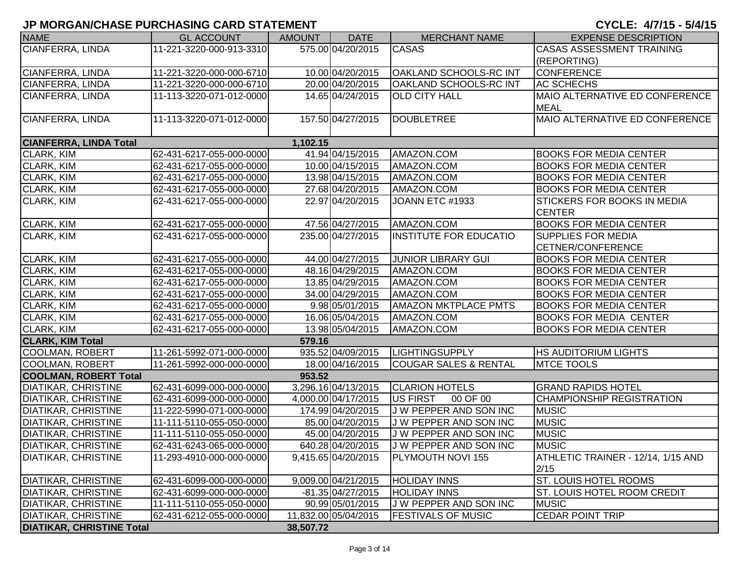# JP MORGAN/CHASE PURCHASING CARD STATEMENT

**CYCLE: 4/7/15 - 5/4/15**

| NAME | GL ACCOUNT | AMOUNT | DATE | MERCHANT NAME | EXPENSE DESCRIPTION |
|---|---|---|---|---|---|
| CIANFERRA, LINDA | 11-221-3220-000-913-3310 | 575.00 | 04/20/2015 | CASAS | CASAS ASSESSMENT TRAINING (REPORTING) |
| CIANFERRA, LINDA | 11-221-3220-000-000-6710 | 10.00 | 04/20/2015 | OAKLAND SCHOOLS-RC INT | CONFERENCE |
| CIANFERRA, LINDA | 11-221-3220-000-000-6710 | 20.00 | 04/20/2015 | OAKLAND SCHOOLS-RC INT | AC SCHECHS |
| CIANFERRA, LINDA | 11-113-3220-071-012-0000 | 14.65 | 04/24/2015 | OLD CITY HALL | MAIO ALTERNATIVE ED CONFERENCE MEAL |
| CIANFERRA, LINDA | 11-113-3220-071-012-0000 | 157.50 | 04/27/2015 | DOUBLETREE | MAIO ALTERNATIVE ED CONFERENCE |
| **CIANFERRA, LINDA Total** | | **1,102.15** | | | |
| CLARK, KIM | 62-431-6217-055-000-0000 | 41.94 | 04/15/2015 | AMAZON.COM | BOOKS FOR MEDIA CENTER |
| CLARK, KIM | 62-431-6217-055-000-0000 | 10.00 | 04/15/2015 | AMAZON.COM | BOOKS FOR MEDIA CENTER |
| CLARK, KIM | 62-431-6217-055-000-0000 | 13.98 | 04/15/2015 | AMAZON.COM | BOOKS FOR MEDIA CENTER |
| CLARK, KIM | 62-431-6217-055-000-0000 | 27.68 | 04/20/2015 | AMAZON.COM | BOOKS FOR MEDIA CENTER |
| CLARK, KIM | 62-431-6217-055-000-0000 | 22.97 | 04/20/2015 | JOANN ETC #1933 | STICKERS FOR BOOKS IN MEDIA CENTER |
| CLARK, KIM | 62-431-6217-055-000-0000 | 47.56 | 04/27/2015 | AMAZON.COM | BOOKS FOR MEDIA CENTER |
| CLARK, KIM | 62-431-6217-055-000-0000 | 235.00 | 04/27/2015 | INSTITUTE FOR EDUCATIO | SUPPLIES FOR MEDIA CETNER/CONFERENCE |
| CLARK, KIM | 62-431-6217-055-000-0000 | 44.00 | 04/27/2015 | JUNIOR LIBRARY GUI | BOOKS FOR MEDIA CENTER |
| CLARK, KIM | 62-431-6217-055-000-0000 | 48.16 | 04/29/2015 | AMAZON.COM | BOOKS FOR MEDIA CENTER |
| CLARK, KIM | 62-431-6217-055-000-0000 | 13.85 | 04/29/2015 | AMAZON.COM | BOOKS FOR MEDIA CENTER |
| CLARK, KIM | 62-431-6217-055-000-0000 | 34.00 | 04/29/2015 | AMAZON.COM | BOOKS FOR MEDIA CENTER |
| CLARK, KIM | 62-431-6217-055-000-0000 | 9.98 | 05/01/2015 | AMAZON MKTPLACE PMTS | BOOKS FOR MEDIA CENTER |
| CLARK, KIM | 62-431-6217-055-000-0000 | 16.06 | 05/04/2015 | AMAZON.COM | BOOKS FOR MEDIA CENTER |
| CLARK, KIM | 62-431-6217-055-000-0000 | 13.98 | 05/04/2015 | AMAZON.COM | BOOKS FOR MEDIA CENTER |
| **CLARK, KIM Total** | | **579.16** | | | |
| COOLMAN, ROBERT | 11-261-5992-071-000-0000 | 935.52 | 04/09/2015 | LIGHTINGSUPPLY | HS AUDITORIUM LIGHTS |
| COOLMAN, ROBERT | 11-261-5992-000-000-0000 | 18.00 | 04/16/2015 | COUGAR SALES & RENTAL | MTCE TOOLS |
| **COOLMAN, ROBERT Total** | | **953.52** | | | |
| DIATIKAR, CHRISTINE | 62-431-6099-000-000-0000 | 3,296.16 | 04/13/2015 | CLARION HOTELS | GRAND RAPIDS HOTEL |
| DIATIKAR, CHRISTINE | 62-431-6099-000-000-0000 | 4,000.00 | 04/17/2015 | US FIRST 00 OF 00 | CHAMPIONSHIP REGISTRATION |
| DIATIKAR, CHRISTINE | 11-222-5990-071-000-0000 | 174.99 | 04/20/2015 | J W PEPPER AND SON INC | MUSIC |
| DIATIKAR, CHRISTINE | 11-111-5110-055-050-0000 | 85.00 | 04/20/2015 | J W PEPPER AND SON INC | MUSIC |
| DIATIKAR, CHRISTINE | 11-111-5110-055-050-0000 | 45.00 | 04/20/2015 | J W PEPPER AND SON INC | MUSIC |
| DIATIKAR, CHRISTINE | 62-431-6243-065-000-0000 | 640.28 | 04/20/2015 | J W PEPPER AND SON INC | MUSIC |
| DIATIKAR, CHRISTINE | 11-293-4910-000-000-0000 | 9,415.65 | 04/20/2015 | PLYMOUTH NOVI 155 | ATHLETIC TRAINER - 12/14, 1/15 AND 2/15 |
| DIATIKAR, CHRISTINE | 62-431-6099-000-000-0000 | 9,009.00 | 04/21/2015 | HOLIDAY INNS | ST. LOUIS HOTEL ROOMS |
| DIATIKAR, CHRISTINE | 62-431-6099-000-000-0000 | -81.35 | 04/27/2015 | HOLIDAY INNS | ST. LOUIS HOTEL ROOM CREDIT |
| DIATIKAR, CHRISTINE | 11-111-5110-055-050-0000 | 90.99 | 05/01/2015 | J W PEPPER AND SON INC | MUSIC |
| DIATIKAR, CHRISTINE | 62-431-6212-055-000-0000 | 11,832.00 | 05/04/2015 | FESTIVALS OF MUSIC | CEDAR POINT TRIP |
| **DIATIKAR, CHRISTINE Total** | | **38,507.72** | | | |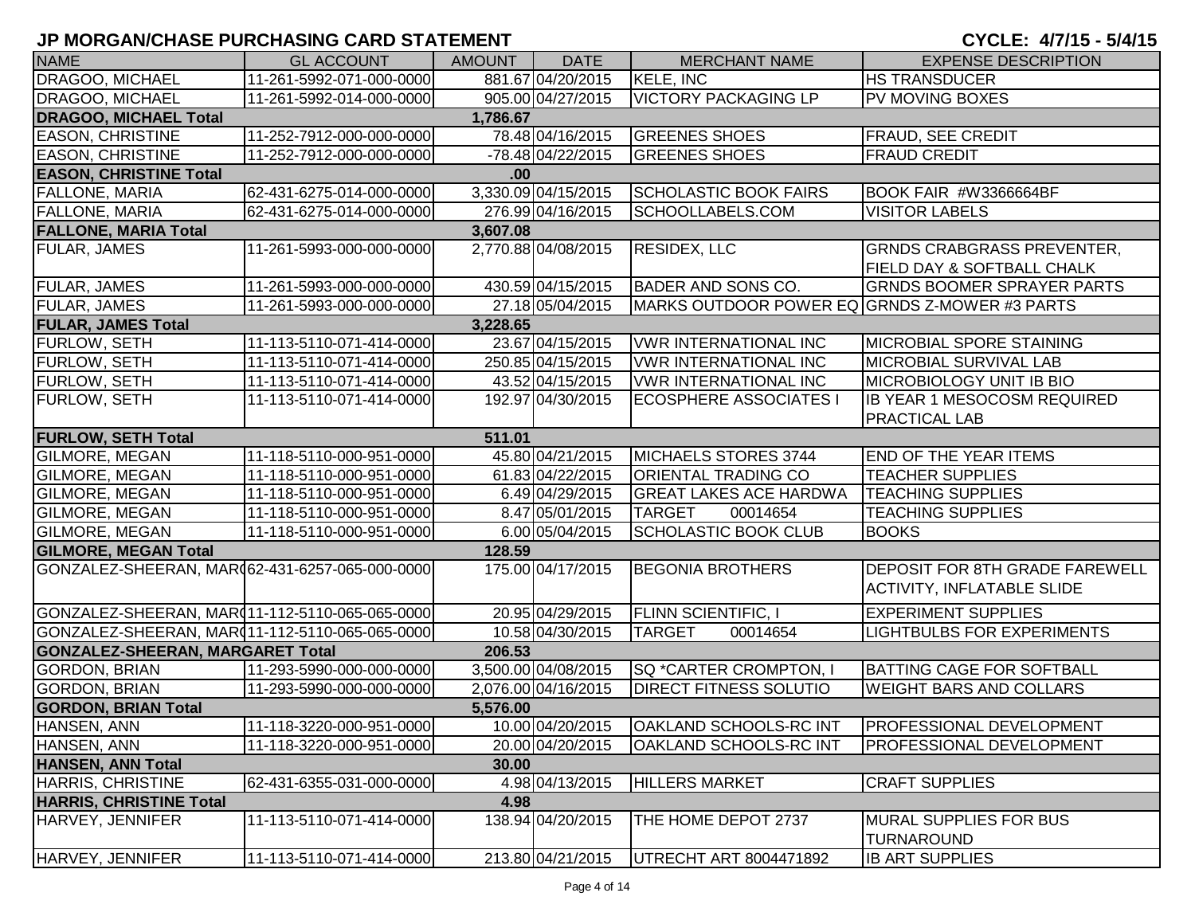# JP MORGAN/CHASE PURCHASING CARD STATEMENT

**CYCLE: 4/7/15 - 5/4/15**

| NAME | GL ACCOUNT | AMOUNT | DATE | MERCHANT NAME | EXPENSE DESCRIPTION |
|---|---|---|---|---|---|
| DRAGOO, MICHAEL | 11-261-5992-071-000-0000 | 881.67 | 04/20/2015 | KELE, INC | HS TRANSDUCER |
| DRAGOO, MICHAEL | 11-261-5992-014-000-0000 | 905.00 | 04/27/2015 | VICTORY PACKAGING LP | PV MOVING BOXES |
| **DRAGOO, MICHAEL Total** | | **1,786.67** | | | |
| EASON, CHRISTINE | 11-252-7912-000-000-0000 | 78.48 | 04/16/2015 | GREENES SHOES | FRAUD, SEE CREDIT |
| EASON, CHRISTINE | 11-252-7912-000-000-0000 | -78.48 | 04/22/2015 | GREENES SHOES | FRAUD CREDIT |
| **EASON, CHRISTINE Total** | | **.00** | | | |
| FALLONE, MARIA | 62-431-6275-014-000-0000 | 3,330.09 | 04/15/2015 | SCHOLASTIC BOOK FAIRS | BOOK FAIR #W3366664BF |
| FALLONE, MARIA | 62-431-6275-014-000-0000 | 276.99 | 04/16/2015 | SCHOOLLABELS.COM | VISITOR LABELS |
| **FALLONE, MARIA Total** | | **3,607.08** | | | |
| FULAR, JAMES | 11-261-5993-000-000-0000 | 2,770.88 | 04/08/2015 | RESIDEX, LLC | GRNDS CRABGRASS PREVENTER, FIELD DAY & SOFTBALL CHALK |
| FULAR, JAMES | 11-261-5993-000-000-0000 | 430.59 | 04/15/2015 | BADER AND SONS CO. | GRNDS BOOMER SPRAYER PARTS |
| FULAR, JAMES | 11-261-5993-000-000-0000 | 27.18 | 05/04/2015 | MARKS OUTDOOR POWER EQ | GRNDS Z-MOWER #3 PARTS |
| **FULAR, JAMES Total** | | **3,228.65** | | | |
| FURLOW, SETH | 11-113-5110-071-414-0000 | 23.67 | 04/15/2015 | VWR INTERNATIONAL INC | MICROBIAL SPORE STAINING |
| FURLOW, SETH | 11-113-5110-071-414-0000 | 250.85 | 04/15/2015 | VWR INTERNATIONAL INC | MICROBIAL SURVIVAL LAB |
| FURLOW, SETH | 11-113-5110-071-414-0000 | 43.52 | 04/15/2015 | VWR INTERNATIONAL INC | MICROBIOLOGY UNIT IB BIO |
| FURLOW, SETH | 11-113-5110-071-414-0000 | 192.97 | 04/30/2015 | ECOSPHERE ASSOCIATES I | IB YEAR 1 MESOCOSM REQUIRED PRACTICAL LAB |
| **FURLOW, SETH Total** | | **511.01** | | | |
| GILMORE, MEGAN | 11-118-5110-000-951-0000 | 45.80 | 04/21/2015 | MICHAELS STORES 3744 | END OF THE YEAR ITEMS |
| GILMORE, MEGAN | 11-118-5110-000-951-0000 | 61.83 | 04/22/2015 | ORIENTAL TRADING CO | TEACHER SUPPLIES |
| GILMORE, MEGAN | 11-118-5110-000-951-0000 | 6.49 | 04/29/2015 | GREAT LAKES ACE HARDWA | TEACHING SUPPLIES |
| GILMORE, MEGAN | 11-118-5110-000-951-0000 | 8.47 | 05/01/2015 | TARGET 00014654 | TEACHING SUPPLIES |
| GILMORE, MEGAN | 11-118-5110-000-951-0000 | 6.00 | 05/04/2015 | SCHOLASTIC BOOK CLUB | BOOKS |
| **GILMORE, MEGAN Total** | | **128.59** | | | |
| GONZALEZ-SHEERAN, MAR( | 62-431-6257-065-000-0000 | 175.00 | 04/17/2015 | BEGONIA BROTHERS | DEPOSIT FOR 8TH GRADE FAREWELL ACTIVITY, INFLATABLE SLIDE |
| GONZALEZ-SHEERAN, MAR( | 11-112-5110-065-065-0000 | 20.95 | 04/29/2015 | FLINN SCIENTIFIC, I | EXPERIMENT SUPPLIES |
| GONZALEZ-SHEERAN, MAR( | 11-112-5110-065-065-0000 | 10.58 | 04/30/2015 | TARGET 00014654 | LIGHTBULBS FOR EXPERIMENTS |
| **GONZALEZ-SHEERAN, MARGARET Total** | | **206.53** | | | |
| GORDON, BRIAN | 11-293-5990-000-000-0000 | 3,500.00 | 04/08/2015 | SQ *CARTER CROMPTON, I | BATTING CAGE FOR SOFTBALL |
| GORDON, BRIAN | 11-293-5990-000-000-0000 | 2,076.00 | 04/16/2015 | DIRECT FITNESS SOLUTIO | WEIGHT BARS AND COLLARS |
| **GORDON, BRIAN Total** | | **5,576.00** | | | |
| HANSEN, ANN | 11-118-3220-000-951-0000 | 10.00 | 04/20/2015 | OAKLAND SCHOOLS-RC INT | PROFESSIONAL DEVELOPMENT |
| HANSEN, ANN | 11-118-3220-000-951-0000 | 20.00 | 04/20/2015 | OAKLAND SCHOOLS-RC INT | PROFESSIONAL DEVELOPMENT |
| **HANSEN, ANN Total** | | **30.00** | | | |
| HARRIS, CHRISTINE | 62-431-6355-031-000-0000 | 4.98 | 04/13/2015 | HILLERS MARKET | CRAFT SUPPLIES |
| **HARRIS, CHRISTINE Total** | | **4.98** | | | |
| HARVEY, JENNIFER | 11-113-5110-071-414-0000 | 138.94 | 04/20/2015 | THE HOME DEPOT 2737 | MURAL SUPPLIES FOR BUS TURNAROUND |
| HARVEY, JENNIFER | 11-113-5110-071-414-0000 | 213.80 | 04/21/2015 | UTRECHT ART 8004471892 | IB ART SUPPLIES |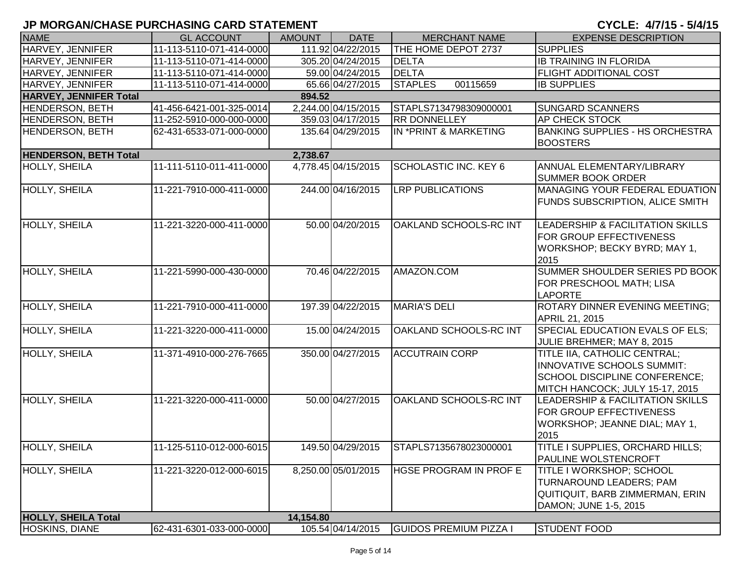# JP MORGAN/CHASE PURCHASING CARD STATEMENT

**CYCLE: 4/7/15 - 5/4/15**

| NAME | GL ACCOUNT | AMOUNT | DATE | MERCHANT NAME | EXPENSE DESCRIPTION |
|---|---|---|---|---|---|
| HARVEY, JENNIFER | 11-113-5110-071-414-0000 | 111.92 | 04/22/2015 | THE HOME DEPOT 2737 | SUPPLIES |
| HARVEY, JENNIFER | 11-113-5110-071-414-0000 | 305.20 | 04/24/2015 | DELTA | IB TRAINING IN FLORIDA |
| HARVEY, JENNIFER | 11-113-5110-071-414-0000 | 59.00 | 04/24/2015 | DELTA | FLIGHT ADDITIONAL COST |
| HARVEY, JENNIFER | 11-113-5110-071-414-0000 | 65.66 | 04/27/2015 | STAPLES 00115659 | IB SUPPLIES |
| **HARVEY, JENNIFER Total** | | **894.52** | | | |
| HENDERSON, BETH | 41-456-6421-001-325-0014 | 2,244.00 | 04/15/2015 | STAPLS7134798309000001 | SUNGARD SCANNERS |
| HENDERSON, BETH | 11-252-5910-000-000-0000 | 359.03 | 04/17/2015 | RR DONNELLEY | AP CHECK STOCK |
| HENDERSON, BETH | 62-431-6533-071-000-0000 | 135.64 | 04/29/2015 | IN *PRINT & MARKETING | BANKING SUPPLIES - HS ORCHESTRA BOOSTERS |
| **HENDERSON, BETH Total** | | **2,738.67** | | | |
| HOLLY, SHEILA | 11-111-5110-011-411-0000 | 4,778.45 | 04/15/2015 | SCHOLASTIC INC. KEY 6 | ANNUAL ELEMENTARY/LIBRARY SUMMER BOOK ORDER |
| HOLLY, SHEILA | 11-221-7910-000-411-0000 | 244.00 | 04/16/2015 | LRP PUBLICATIONS | MANAGING YOUR FEDERAL EDUATION FUNDS SUBSCRIPTION, ALICE SMITH |
| HOLLY, SHEILA | 11-221-3220-000-411-0000 | 50.00 | 04/20/2015 | OAKLAND SCHOOLS-RC INT | LEADERSHIP & FACILITATION SKILLS FOR GROUP EFFECTIVENESS WORKSHOP; BECKY BYRD; MAY 1, 2015 |
| HOLLY, SHEILA | 11-221-5990-000-430-0000 | 70.46 | 04/22/2015 | AMAZON.COM | SUMMER SHOULDER SERIES PD BOOK FOR PRESCHOOL MATH; LISA LAPORTE |
| HOLLY, SHEILA | 11-221-7910-000-411-0000 | 197.39 | 04/22/2015 | MARIA'S DELI | ROTARY DINNER EVENING MEETING; APRIL 21, 2015 |
| HOLLY, SHEILA | 11-221-3220-000-411-0000 | 15.00 | 04/24/2015 | OAKLAND SCHOOLS-RC INT | SPECIAL EDUCATION EVALS OF ELS; JULIE BREHMER; MAY 8, 2015 |
| HOLLY, SHEILA | 11-371-4910-000-276-7665 | 350.00 | 04/27/2015 | ACCUTRAIN CORP | TITLE IIA, CATHOLIC CENTRAL; INNOVATIVE SCHOOLS SUMMIT: SCHOOL DISCIPLINE CONFERENCE; MITCH HANCOCK; JULY 15-17, 2015 |
| HOLLY, SHEILA | 11-221-3220-000-411-0000 | 50.00 | 04/27/2015 | OAKLAND SCHOOLS-RC INT | LEADERSHIP & FACILITATION SKILLS FOR GROUP EFFECTIVENESS WORKSHOP; JEANNE DIAL; MAY 1, 2015 |
| HOLLY, SHEILA | 11-125-5110-012-000-6015 | 149.50 | 04/29/2015 | STAPLS7135678023000001 | TITLE I SUPPLIES, ORCHARD HILLS; PAULINE WOLSTENCROFT |
| HOLLY, SHEILA | 11-221-3220-012-000-6015 | 8,250.00 | 05/01/2015 | HGSE PROGRAM IN PROF E | TITLE I WORKSHOP; SCHOOL TURNAROUND LEADERS; PAM QUITIQUIT, BARB ZIMMERMAN, ERIN DAMON; JUNE 1-5, 2015 |
| **HOLLY, SHEILA Total** | | **14,154.80** | | | |
| HOSKINS, DIANE | 62-431-6301-033-000-0000 | 105.54 | 04/14/2015 | GUIDOS PREMIUM PIZZA I | STUDENT FOOD |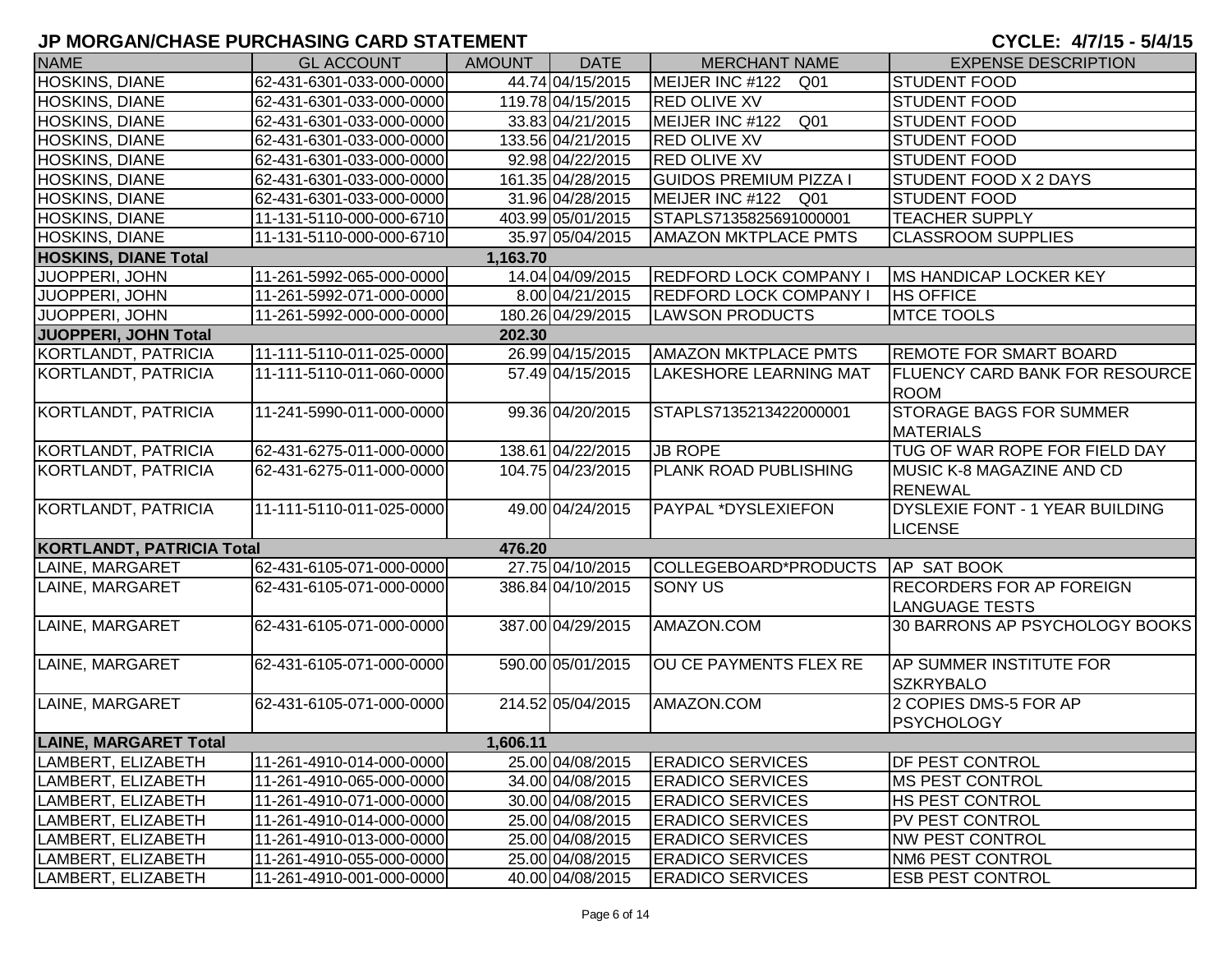# JP MORGAN/CHASE PURCHASING CARD STATEMENT

**CYCLE: 4/7/15 - 5/4/15**

| NAME | GL ACCOUNT | AMOUNT | DATE | MERCHANT NAME | EXPENSE DESCRIPTION |
|---|---|---|---|---|---|
| HOSKINS, DIANE | 62-431-6301-033-000-0000 | 44.74 | 04/15/2015 | MEIJER INC #122 Q01 | STUDENT FOOD |
| HOSKINS, DIANE | 62-431-6301-033-000-0000 | 119.78 | 04/15/2015 | RED OLIVE XV | STUDENT FOOD |
| HOSKINS, DIANE | 62-431-6301-033-000-0000 | 33.83 | 04/21/2015 | MEIJER INC #122 Q01 | STUDENT FOOD |
| HOSKINS, DIANE | 62-431-6301-033-000-0000 | 133.56 | 04/21/2015 | RED OLIVE XV | STUDENT FOOD |
| HOSKINS, DIANE | 62-431-6301-033-000-0000 | 92.98 | 04/22/2015 | RED OLIVE XV | STUDENT FOOD |
| HOSKINS, DIANE | 62-431-6301-033-000-0000 | 161.35 | 04/28/2015 | GUIDOS PREMIUM PIZZA I | STUDENT FOOD X 2 DAYS |
| HOSKINS, DIANE | 62-431-6301-033-000-0000 | 31.96 | 04/28/2015 | MEIJER INC #122 Q01 | STUDENT FOOD |
| HOSKINS, DIANE | 11-131-5110-000-000-6710 | 403.99 | 05/01/2015 | STAPLS7135825691000001 | TEACHER SUPPLY |
| HOSKINS, DIANE | 11-131-5110-000-000-6710 | 35.97 | 05/04/2015 | AMAZON MKTPLACE PMTS | CLASSROOM SUPPLIES |
| **HOSKINS, DIANE Total** | | **1,163.70** | | | |
| JUOPPERI, JOHN | 11-261-5992-065-000-0000 | 14.04 | 04/09/2015 | REDFORD LOCK COMPANY I | MS HANDICAP LOCKER KEY |
| JUOPPERI, JOHN | 11-261-5992-071-000-0000 | 8.00 | 04/21/2015 | REDFORD LOCK COMPANY I | HS OFFICE |
| JUOPPERI, JOHN | 11-261-5992-000-000-0000 | 180.26 | 04/29/2015 | LAWSON PRODUCTS | MTCE TOOLS |
| **JUOPPERI, JOHN Total** | | **202.30** | | | |
| KORTLANDT, PATRICIA | 11-111-5110-011-025-0000 | 26.99 | 04/15/2015 | AMAZON MKTPLACE PMTS | REMOTE FOR SMART BOARD |
| KORTLANDT, PATRICIA | 11-111-5110-011-060-0000 | 57.49 | 04/15/2015 | LAKESHORE LEARNING MAT | FLUENCY CARD BANK FOR RESOURCE ROOM |
| KORTLANDT, PATRICIA | 11-241-5990-011-000-0000 | 99.36 | 04/20/2015 | STAPLS7135213422000001 | STORAGE BAGS FOR SUMMER MATERIALS |
| KORTLANDT, PATRICIA | 62-431-6275-011-000-0000 | 138.61 | 04/22/2015 | JB ROPE | TUG OF WAR ROPE FOR FIELD DAY |
| KORTLANDT, PATRICIA | 62-431-6275-011-000-0000 | 104.75 | 04/23/2015 | PLANK ROAD PUBLISHING | MUSIC K-8 MAGAZINE AND CD RENEWAL |
| KORTLANDT, PATRICIA | 11-111-5110-011-025-0000 | 49.00 | 04/24/2015 | PAYPAL *DYSLEXIEFON | DYSLEXIE FONT - 1 YEAR BUILDING LICENSE |
| **KORTLANDT, PATRICIA Total** | | **476.20** | | | |
| LAINE, MARGARET | 62-431-6105-071-000-0000 | 27.75 | 04/10/2015 | COLLEGEBOARD*PRODUCTS | AP SAT BOOK |
| LAINE, MARGARET | 62-431-6105-071-000-0000 | 386.84 | 04/10/2015 | SONY US | RECORDERS FOR AP FOREIGN LANGUAGE TESTS |
| LAINE, MARGARET | 62-431-6105-071-000-0000 | 387.00 | 04/29/2015 | AMAZON.COM | 30 BARRONS AP PSYCHOLOGY BOOKS |
| LAINE, MARGARET | 62-431-6105-071-000-0000 | 590.00 | 05/01/2015 | OU CE PAYMENTS FLEX RE | AP SUMMER INSTITUTE FOR SZKRYBALO |
| LAINE, MARGARET | 62-431-6105-071-000-0000 | 214.52 | 05/04/2015 | AMAZON.COM | 2 COPIES DMS-5 FOR AP PSYCHOLOGY |
| **LAINE, MARGARET Total** | | **1,606.11** | | | |
| LAMBERT, ELIZABETH | 11-261-4910-014-000-0000 | 25.00 | 04/08/2015 | ERADICO SERVICES | DF PEST CONTROL |
| LAMBERT, ELIZABETH | 11-261-4910-065-000-0000 | 34.00 | 04/08/2015 | ERADICO SERVICES | MS PEST CONTROL |
| LAMBERT, ELIZABETH | 11-261-4910-071-000-0000 | 30.00 | 04/08/2015 | ERADICO SERVICES | HS PEST CONTROL |
| LAMBERT, ELIZABETH | 11-261-4910-014-000-0000 | 25.00 | 04/08/2015 | ERADICO SERVICES | PV PEST CONTROL |
| LAMBERT, ELIZABETH | 11-261-4910-013-000-0000 | 25.00 | 04/08/2015 | ERADICO SERVICES | NW PEST CONTROL |
| LAMBERT, ELIZABETH | 11-261-4910-055-000-0000 | 25.00 | 04/08/2015 | ERADICO SERVICES | NM6 PEST CONTROL |
| LAMBERT, ELIZABETH | 11-261-4910-001-000-0000 | 40.00 | 04/08/2015 | ERADICO SERVICES | ESB PEST CONTROL |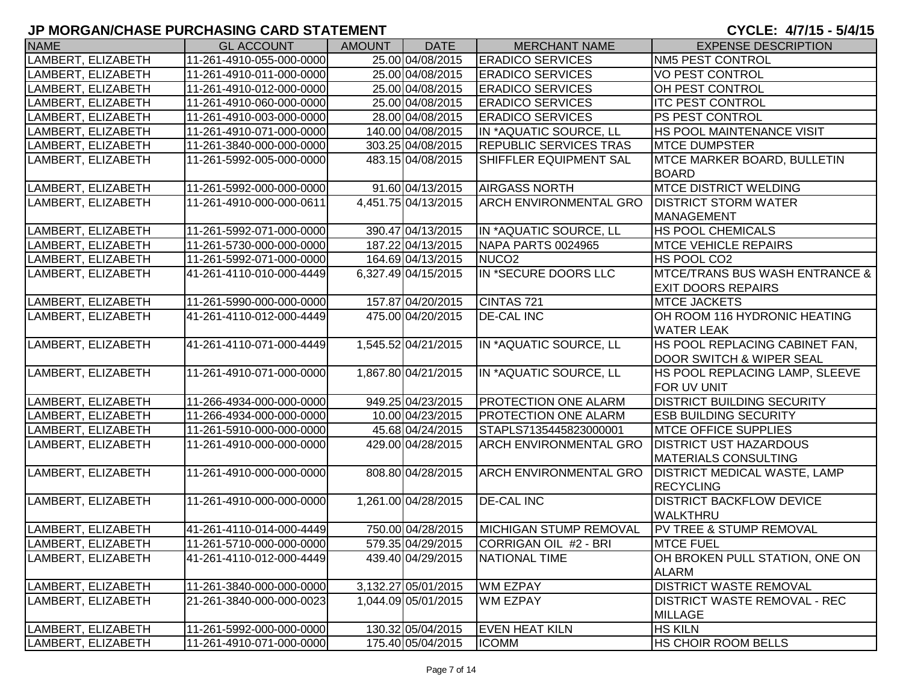# JP MORGAN/CHASE PURCHASING CARD STATEMENT

**CYCLE: 4/7/15 - 5/4/15**

| NAME | GL ACCOUNT | AMOUNT | DATE | MERCHANT NAME | EXPENSE DESCRIPTION |
|---|---|---|---|---|---|
| LAMBERT, ELIZABETH | 11-261-4910-055-000-0000 | 25.00 | 04/08/2015 | ERADICO SERVICES | NM5 PEST CONTROL |
| LAMBERT, ELIZABETH | 11-261-4910-011-000-0000 | 25.00 | 04/08/2015 | ERADICO SERVICES | VO PEST CONTROL |
| LAMBERT, ELIZABETH | 11-261-4910-012-000-0000 | 25.00 | 04/08/2015 | ERADICO SERVICES | OH PEST CONTROL |
| LAMBERT, ELIZABETH | 11-261-4910-060-000-0000 | 25.00 | 04/08/2015 | ERADICO SERVICES | ITC PEST CONTROL |
| LAMBERT, ELIZABETH | 11-261-4910-003-000-0000 | 28.00 | 04/08/2015 | ERADICO SERVICES | PS PEST CONTROL |
| LAMBERT, ELIZABETH | 11-261-4910-071-000-0000 | 140.00 | 04/08/2015 | IN *AQUATIC SOURCE, LL | HS POOL MAINTENANCE VISIT |
| LAMBERT, ELIZABETH | 11-261-3840-000-000-0000 | 303.25 | 04/08/2015 | REPUBLIC SERVICES TRAS | MTCE DUMPSTER |
| LAMBERT, ELIZABETH | 11-261-5992-005-000-0000 | 483.15 | 04/08/2015 | SHIFFLER EQUIPMENT SAL | MTCE MARKER BOARD, BULLETIN BOARD |
| LAMBERT, ELIZABETH | 11-261-5992-000-000-0000 | 91.60 | 04/13/2015 | AIRGASS NORTH | MTCE DISTRICT WELDING |
| LAMBERT, ELIZABETH | 11-261-4910-000-000-0611 | 4,451.75 | 04/13/2015 | ARCH ENVIRONMENTAL GRO | DISTRICT STORM WATER MANAGEMENT |
| LAMBERT, ELIZABETH | 11-261-5992-071-000-0000 | 390.47 | 04/13/2015 | IN *AQUATIC SOURCE, LL | HS POOL CHEMICALS |
| LAMBERT, ELIZABETH | 11-261-5730-000-000-0000 | 187.22 | 04/13/2015 | NAPA PARTS 0024965 | MTCE VEHICLE REPAIRS |
| LAMBERT, ELIZABETH | 11-261-5992-071-000-0000 | 164.69 | 04/13/2015 | NUCO2 | HS POOL CO2 |
| LAMBERT, ELIZABETH | 41-261-4110-010-000-4449 | 6,327.49 | 04/15/2015 | IN *SECURE DOORS LLC | MTCE/TRANS BUS WASH ENTRANCE & EXIT DOORS REPAIRS |
| LAMBERT, ELIZABETH | 11-261-5990-000-000-0000 | 157.87 | 04/20/2015 | CINTAS 721 | MTCE JACKETS |
| LAMBERT, ELIZABETH | 41-261-4110-012-000-4449 | 475.00 | 04/20/2015 | DE-CAL INC | OH ROOM 116 HYDRONIC HEATING WATER LEAK |
| LAMBERT, ELIZABETH | 41-261-4110-071-000-4449 | 1,545.52 | 04/21/2015 | IN *AQUATIC SOURCE, LL | HS POOL REPLACING CABINET FAN, DOOR SWITCH & WIPER SEAL |
| LAMBERT, ELIZABETH | 11-261-4910-071-000-0000 | 1,867.80 | 04/21/2015 | IN *AQUATIC SOURCE, LL | HS POOL REPLACING LAMP, SLEEVE FOR UV UNIT |
| LAMBERT, ELIZABETH | 11-266-4934-000-000-0000 | 949.25 | 04/23/2015 | PROTECTION ONE ALARM | DISTRICT BUILDING SECURITY |
| LAMBERT, ELIZABETH | 11-266-4934-000-000-0000 | 10.00 | 04/23/2015 | PROTECTION ONE ALARM | ESB BUILDING SECURITY |
| LAMBERT, ELIZABETH | 11-261-5910-000-000-0000 | 45.68 | 04/24/2015 | STAPLS7135445823000001 | MTCE OFFICE SUPPLIES |
| LAMBERT, ELIZABETH | 11-261-4910-000-000-0000 | 429.00 | 04/28/2015 | ARCH ENVIRONMENTAL GRO | DISTRICT UST HAZARDOUS MATERIALS CONSULTING |
| LAMBERT, ELIZABETH | 11-261-4910-000-000-0000 | 808.80 | 04/28/2015 | ARCH ENVIRONMENTAL GRO | DISTRICT MEDICAL WASTE, LAMP RECYCLING |
| LAMBERT, ELIZABETH | 11-261-4910-000-000-0000 | 1,261.00 | 04/28/2015 | DE-CAL INC | DISTRICT BACKFLOW DEVICE WALKTHRU |
| LAMBERT, ELIZABETH | 41-261-4110-014-000-4449 | 750.00 | 04/28/2015 | MICHIGAN STUMP REMOVAL | PV TREE & STUMP REMOVAL |
| LAMBERT, ELIZABETH | 11-261-5710-000-000-0000 | 579.35 | 04/29/2015 | CORRIGAN OIL #2 - BRI | MTCE FUEL |
| LAMBERT, ELIZABETH | 41-261-4110-012-000-4449 | 439.40 | 04/29/2015 | NATIONAL TIME | OH BROKEN PULL STATION, ONE ON ALARM |
| LAMBERT, ELIZABETH | 11-261-3840-000-000-0000 | 3,132.27 | 05/01/2015 | WM EZPAY | DISTRICT WASTE REMOVAL |
| LAMBERT, ELIZABETH | 21-261-3840-000-000-0023 | 1,044.09 | 05/01/2015 | WM EZPAY | DISTRICT WASTE REMOVAL - REC MILLAGE |
| LAMBERT, ELIZABETH | 11-261-5992-000-000-0000 | 130.32 | 05/04/2015 | EVEN HEAT KILN | HS KILN |
| LAMBERT, ELIZABETH | 11-261-4910-071-000-0000 | 175.40 | 05/04/2015 | ICOMM | HS CHOIR ROOM BELLS |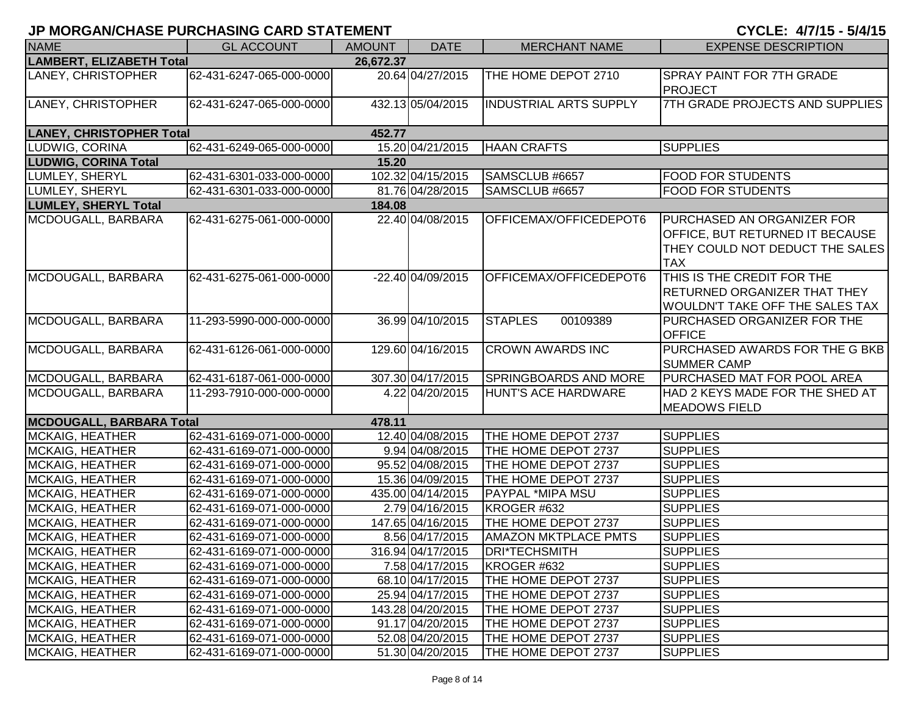# JP MORGAN/CHASE PURCHASING CARD STATEMENT

**CYCLE: 4/7/15 - 5/4/15**

| NAME | GL ACCOUNT | AMOUNT | DATE | MERCHANT NAME | EXPENSE DESCRIPTION |
|---|---|---|---|---|---|
| **LAMBERT, ELIZABETH Total** | | **26,672.37** | | | |
| LANEY, CHRISTOPHER | 62-431-6247-065-000-0000 | 20.64 | 04/27/2015 | THE HOME DEPOT 2710 | SPRAY PAINT FOR 7TH GRADE PROJECT |
| LANEY, CHRISTOPHER | 62-431-6247-065-000-0000 | 432.13 | 05/04/2015 | INDUSTRIAL ARTS SUPPLY | 7TH GRADE PROJECTS AND SUPPLIES |
| **LANEY, CHRISTOPHER Total** | | **452.77** | | | |
| LUDWIG, CORINA | 62-431-6249-065-000-0000 | 15.20 | 04/21/2015 | HAAN CRAFTS | SUPPLIES |
| **LUDWIG, CORINA Total** | | **15.20** | | | |
| LUMLEY, SHERYL | 62-431-6301-033-000-0000 | 102.32 | 04/15/2015 | SAMSCLUB #6657 | FOOD FOR STUDENTS |
| LUMLEY, SHERYL | 62-431-6301-033-000-0000 | 81.76 | 04/28/2015 | SAMSCLUB #6657 | FOOD FOR STUDENTS |
| **LUMLEY, SHERYL Total** | | **184.08** | | | |
| MCDOUGALL, BARBARA | 62-431-6275-061-000-0000 | 22.40 | 04/08/2015 | OFFICEMAX/OFFICEDEPOT6 | PURCHASED AN ORGANIZER FOR OFFICE, BUT RETURNED IT BECAUSE THEY COULD NOT DEDUCT THE SALES TAX |
| MCDOUGALL, BARBARA | 62-431-6275-061-000-0000 | -22.40 | 04/09/2015 | OFFICEMAX/OFFICEDEPOT6 | THIS IS THE CREDIT FOR THE RETURNED ORGANIZER THAT THEY WOULDN'T TAKE OFF THE SALES TAX |
| MCDOUGALL, BARBARA | 11-293-5990-000-000-0000 | 36.99 | 04/10/2015 | STAPLES 00109389 | PURCHASED ORGANIZER FOR THE OFFICE |
| MCDOUGALL, BARBARA | 62-431-6126-061-000-0000 | 129.60 | 04/16/2015 | CROWN AWARDS INC | PURCHASED AWARDS FOR THE G BKB SUMMER CAMP |
| MCDOUGALL, BARBARA | 62-431-6187-061-000-0000 | 307.30 | 04/17/2015 | SPRINGBOARDS AND MORE | PURCHASED MAT FOR POOL AREA |
| MCDOUGALL, BARBARA | 11-293-7910-000-000-0000 | 4.22 | 04/20/2015 | HUNT'S ACE HARDWARE | HAD 2 KEYS MADE FOR THE SHED AT MEADOWS FIELD |
| **MCDOUGALL, BARBARA Total** | | **478.11** | | | |
| MCKAIG, HEATHER | 62-431-6169-071-000-0000 | 12.40 | 04/08/2015 | THE HOME DEPOT 2737 | SUPPLIES |
| MCKAIG, HEATHER | 62-431-6169-071-000-0000 | 9.94 | 04/08/2015 | THE HOME DEPOT 2737 | SUPPLIES |
| MCKAIG, HEATHER | 62-431-6169-071-000-0000 | 95.52 | 04/08/2015 | THE HOME DEPOT 2737 | SUPPLIES |
| MCKAIG, HEATHER | 62-431-6169-071-000-0000 | 15.36 | 04/09/2015 | THE HOME DEPOT 2737 | SUPPLIES |
| MCKAIG, HEATHER | 62-431-6169-071-000-0000 | 435.00 | 04/14/2015 | PAYPAL *MIPA MSU | SUPPLIES |
| MCKAIG, HEATHER | 62-431-6169-071-000-0000 | 2.79 | 04/16/2015 | KROGER #632 | SUPPLIES |
| MCKAIG, HEATHER | 62-431-6169-071-000-0000 | 147.65 | 04/16/2015 | THE HOME DEPOT 2737 | SUPPLIES |
| MCKAIG, HEATHER | 62-431-6169-071-000-0000 | 8.56 | 04/17/2015 | AMAZON MKTPLACE PMTS | SUPPLIES |
| MCKAIG, HEATHER | 62-431-6169-071-000-0000 | 316.94 | 04/17/2015 | DRI*TECHSMITH | SUPPLIES |
| MCKAIG, HEATHER | 62-431-6169-071-000-0000 | 7.58 | 04/17/2015 | KROGER #632 | SUPPLIES |
| MCKAIG, HEATHER | 62-431-6169-071-000-0000 | 68.10 | 04/17/2015 | THE HOME DEPOT 2737 | SUPPLIES |
| MCKAIG, HEATHER | 62-431-6169-071-000-0000 | 25.94 | 04/17/2015 | THE HOME DEPOT 2737 | SUPPLIES |
| MCKAIG, HEATHER | 62-431-6169-071-000-0000 | 143.28 | 04/20/2015 | THE HOME DEPOT 2737 | SUPPLIES |
| MCKAIG, HEATHER | 62-431-6169-071-000-0000 | 91.17 | 04/20/2015 | THE HOME DEPOT 2737 | SUPPLIES |
| MCKAIG, HEATHER | 62-431-6169-071-000-0000 | 52.08 | 04/20/2015 | THE HOME DEPOT 2737 | SUPPLIES |
| MCKAIG, HEATHER | 62-431-6169-071-000-0000 | 51.30 | 04/20/2015 | THE HOME DEPOT 2737 | SUPPLIES |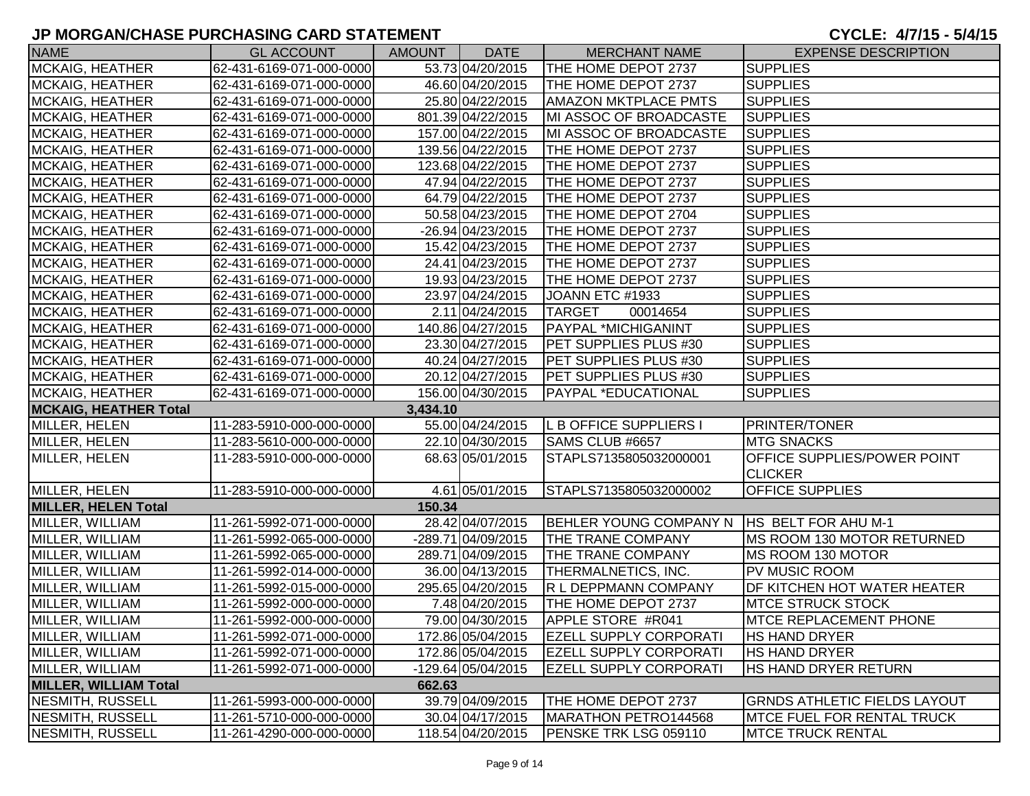## JP MORGAN/CHASE PURCHASING CARD STATEMENT

**CYCLE: 4/7/15 - 5/4/15**

| NAME | GL ACCOUNT | AMOUNT | DATE | MERCHANT NAME | EXPENSE DESCRIPTION |
|---|---|---|---|---|---|
| MCKAIG, HEATHER | 62-431-6169-071-000-0000 | 53.73 | 04/20/2015 | THE HOME DEPOT 2737 | SUPPLIES |
| MCKAIG, HEATHER | 62-431-6169-071-000-0000 | 46.60 | 04/20/2015 | THE HOME DEPOT 2737 | SUPPLIES |
| MCKAIG, HEATHER | 62-431-6169-071-000-0000 | 25.80 | 04/22/2015 | AMAZON MKTPLACE PMTS | SUPPLIES |
| MCKAIG, HEATHER | 62-431-6169-071-000-0000 | 801.39 | 04/22/2015 | MI ASSOC OF BROADCASTE | SUPPLIES |
| MCKAIG, HEATHER | 62-431-6169-071-000-0000 | 157.00 | 04/22/2015 | MI ASSOC OF BROADCASTE | SUPPLIES |
| MCKAIG, HEATHER | 62-431-6169-071-000-0000 | 139.56 | 04/22/2015 | THE HOME DEPOT 2737 | SUPPLIES |
| MCKAIG, HEATHER | 62-431-6169-071-000-0000 | 123.68 | 04/22/2015 | THE HOME DEPOT 2737 | SUPPLIES |
| MCKAIG, HEATHER | 62-431-6169-071-000-0000 | 47.94 | 04/22/2015 | THE HOME DEPOT 2737 | SUPPLIES |
| MCKAIG, HEATHER | 62-431-6169-071-000-0000 | 64.79 | 04/22/2015 | THE HOME DEPOT 2737 | SUPPLIES |
| MCKAIG, HEATHER | 62-431-6169-071-000-0000 | 50.58 | 04/23/2015 | THE HOME DEPOT 2704 | SUPPLIES |
| MCKAIG, HEATHER | 62-431-6169-071-000-0000 | -26.94 | 04/23/2015 | THE HOME DEPOT 2737 | SUPPLIES |
| MCKAIG, HEATHER | 62-431-6169-071-000-0000 | 15.42 | 04/23/2015 | THE HOME DEPOT 2737 | SUPPLIES |
| MCKAIG, HEATHER | 62-431-6169-071-000-0000 | 24.41 | 04/23/2015 | THE HOME DEPOT 2737 | SUPPLIES |
| MCKAIG, HEATHER | 62-431-6169-071-000-0000 | 19.93 | 04/23/2015 | THE HOME DEPOT 2737 | SUPPLIES |
| MCKAIG, HEATHER | 62-431-6169-071-000-0000 | 23.97 | 04/24/2015 | JOANN ETC #1933 | SUPPLIES |
| MCKAIG, HEATHER | 62-431-6169-071-000-0000 | 2.11 | 04/24/2015 | TARGET 00014654 | SUPPLIES |
| MCKAIG, HEATHER | 62-431-6169-071-000-0000 | 140.86 | 04/27/2015 | PAYPAL *MICHIGANINT | SUPPLIES |
| MCKAIG, HEATHER | 62-431-6169-071-000-0000 | 23.30 | 04/27/2015 | PET SUPPLIES PLUS #30 | SUPPLIES |
| MCKAIG, HEATHER | 62-431-6169-071-000-0000 | 40.24 | 04/27/2015 | PET SUPPLIES PLUS #30 | SUPPLIES |
| MCKAIG, HEATHER | 62-431-6169-071-000-0000 | 20.12 | 04/27/2015 | PET SUPPLIES PLUS #30 | SUPPLIES |
| MCKAIG, HEATHER | 62-431-6169-071-000-0000 | 156.00 | 04/30/2015 | PAYPAL *EDUCATIONAL | SUPPLIES |
| **MCKAIG, HEATHER Total** | | **3,434.10** | | | |
| MILLER, HELEN | 11-283-5910-000-000-0000 | 55.00 | 04/24/2015 | L B OFFICE SUPPLIERS I | PRINTER/TONER |
| MILLER, HELEN | 11-283-5610-000-000-0000 | 22.10 | 04/30/2015 | SAMS CLUB #6657 | MTG SNACKS |
| MILLER, HELEN | 11-283-5910-000-000-0000 | 68.63 | 05/01/2015 | STAPLS7135805032000001 | OFFICE SUPPLIES/POWER POINT CLICKER |
| MILLER, HELEN | 11-283-5910-000-000-0000 | 4.61 | 05/01/2015 | STAPLS7135805032000002 | OFFICE SUPPLIES |
| **MILLER, HELEN Total** | | **150.34** | | | |
| MILLER, WILLIAM | 11-261-5992-071-000-0000 | 28.42 | 04/07/2015 | BEHLER YOUNG COMPANY N | HS BELT FOR AHU M-1 |
| MILLER, WILLIAM | 11-261-5992-065-000-0000 | -289.71 | 04/09/2015 | THE TRANE COMPANY | MS ROOM 130 MOTOR RETURNED |
| MILLER, WILLIAM | 11-261-5992-065-000-0000 | 289.71 | 04/09/2015 | THE TRANE COMPANY | MS ROOM 130 MOTOR |
| MILLER, WILLIAM | 11-261-5992-014-000-0000 | 36.00 | 04/13/2015 | THERMALNETICS, INC. | PV MUSIC ROOM |
| MILLER, WILLIAM | 11-261-5992-015-000-0000 | 295.65 | 04/20/2015 | R L DEPPMANN COMPANY | DF KITCHEN HOT WATER HEATER |
| MILLER, WILLIAM | 11-261-5992-000-000-0000 | 7.48 | 04/20/2015 | THE HOME DEPOT 2737 | MTCE STRUCK STOCK |
| MILLER, WILLIAM | 11-261-5992-000-000-0000 | 79.00 | 04/30/2015 | APPLE STORE #R041 | MTCE REPLACEMENT PHONE |
| MILLER, WILLIAM | 11-261-5992-071-000-0000 | 172.86 | 05/04/2015 | EZELL SUPPLY CORPORATI | HS HAND DRYER |
| MILLER, WILLIAM | 11-261-5992-071-000-0000 | 172.86 | 05/04/2015 | EZELL SUPPLY CORPORATI | HS HAND DRYER |
| MILLER, WILLIAM | 11-261-5992-071-000-0000 | -129.64 | 05/04/2015 | EZELL SUPPLY CORPORATI | HS HAND DRYER RETURN |
| **MILLER, WILLIAM Total** | | **662.63** | | | |
| NESMITH, RUSSELL | 11-261-5993-000-000-0000 | 39.79 | 04/09/2015 | THE HOME DEPOT 2737 | GRNDS ATHLETIC FIELDS LAYOUT |
| NESMITH, RUSSELL | 11-261-5710-000-000-0000 | 30.04 | 04/17/2015 | MARATHON PETRO144568 | MTCE FUEL FOR RENTAL TRUCK |
| NESMITH, RUSSELL | 11-261-4290-000-000-0000 | 118.54 | 04/20/2015 | PENSKE TRK LSG 059110 | MTCE TRUCK RENTAL |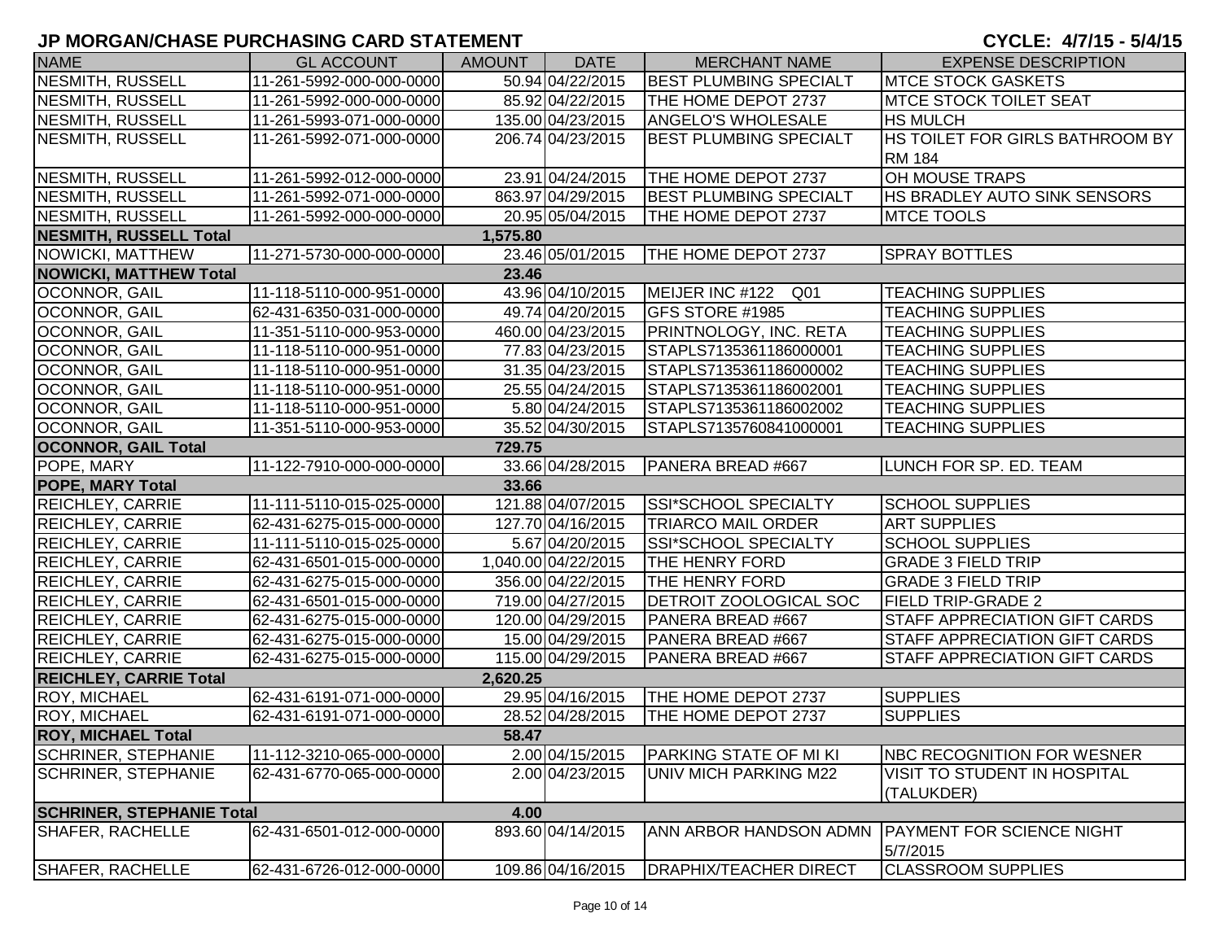## JP MORGAN/CHASE PURCHASING CARD STATEMENT

**CYCLE: 4/7/15 - 5/4/15**

| NAME | GL ACCOUNT | AMOUNT | DATE | MERCHANT NAME | EXPENSE DESCRIPTION |
|---|---|---|---|---|---|
| NESMITH, RUSSELL | 11-261-5992-000-000-0000 | 50.94 | 04/22/2015 | BEST PLUMBING SPECIALT | MTCE STOCK GASKETS |
| NESMITH, RUSSELL | 11-261-5992-000-000-0000 | 85.92 | 04/22/2015 | THE HOME DEPOT 2737 | MTCE STOCK TOILET SEAT |
| NESMITH, RUSSELL | 11-261-5993-071-000-0000 | 135.00 | 04/23/2015 | ANGELO'S WHOLESALE | HS MULCH |
| NESMITH, RUSSELL | 11-261-5992-071-000-0000 | 206.74 | 04/23/2015 | BEST PLUMBING SPECIALT | HS TOILET FOR GIRLS BATHROOM BY RM 184 |
| NESMITH, RUSSELL | 11-261-5992-012-000-0000 | 23.91 | 04/24/2015 | THE HOME DEPOT 2737 | OH MOUSE TRAPS |
| NESMITH, RUSSELL | 11-261-5992-071-000-0000 | 863.97 | 04/29/2015 | BEST PLUMBING SPECIALT | HS BRADLEY AUTO SINK SENSORS |
| NESMITH, RUSSELL | 11-261-5992-000-000-0000 | 20.95 | 05/04/2015 | THE HOME DEPOT 2737 | MTCE TOOLS |
| **NESMITH, RUSSELL Total** | | **1,575.80** | | | |
| NOWICKI, MATTHEW | 11-271-5730-000-000-0000 | 23.46 | 05/01/2015 | THE HOME DEPOT 2737 | SPRAY BOTTLES |
| **NOWICKI, MATTHEW Total** | | **23.46** | | | |
| OCONNOR, GAIL | 11-118-5110-000-951-0000 | 43.96 | 04/10/2015 | MEIJER INC #122 Q01 | TEACHING SUPPLIES |
| OCONNOR, GAIL | 62-431-6350-031-000-0000 | 49.74 | 04/20/2015 | GFS STORE #1985 | TEACHING SUPPLIES |
| OCONNOR, GAIL | 11-351-5110-000-953-0000 | 460.00 | 04/23/2015 | PRINTNOLOGY, INC. RETA | TEACHING SUPPLIES |
| OCONNOR, GAIL | 11-118-5110-000-951-0000 | 77.83 | 04/23/2015 | STAPLS7135361186000001 | TEACHING SUPPLIES |
| OCONNOR, GAIL | 11-118-5110-000-951-0000 | 31.35 | 04/23/2015 | STAPLS7135361186000002 | TEACHING SUPPLIES |
| OCONNOR, GAIL | 11-118-5110-000-951-0000 | 25.55 | 04/24/2015 | STAPLS7135361186002001 | TEACHING SUPPLIES |
| OCONNOR, GAIL | 11-118-5110-000-951-0000 | 5.80 | 04/24/2015 | STAPLS7135361186002002 | TEACHING SUPPLIES |
| OCONNOR, GAIL | 11-351-5110-000-953-0000 | 35.52 | 04/30/2015 | STAPLS7135760841000001 | TEACHING SUPPLIES |
| **OCONNOR, GAIL Total** | | **729.75** | | | |
| POPE, MARY | 11-122-7910-000-000-0000 | 33.66 | 04/28/2015 | PANERA BREAD #667 | LUNCH FOR SP. ED. TEAM |
| **POPE, MARY Total** | | **33.66** | | | |
| REICHLEY, CARRIE | 11-111-5110-015-025-0000 | 121.88 | 04/07/2015 | SSI*SCHOOL SPECIALTY | SCHOOL SUPPLIES |
| REICHLEY, CARRIE | 62-431-6275-015-000-0000 | 127.70 | 04/16/2015 | TRIARCO MAIL ORDER | ART SUPPLIES |
| REICHLEY, CARRIE | 11-111-5110-015-025-0000 | 5.67 | 04/20/2015 | SSI*SCHOOL SPECIALTY | SCHOOL SUPPLIES |
| REICHLEY, CARRIE | 62-431-6501-015-000-0000 | 1,040.00 | 04/22/2015 | THE HENRY FORD | GRADE 3 FIELD TRIP |
| REICHLEY, CARRIE | 62-431-6275-015-000-0000 | 356.00 | 04/22/2015 | THE HENRY FORD | GRADE 3 FIELD TRIP |
| REICHLEY, CARRIE | 62-431-6501-015-000-0000 | 719.00 | 04/27/2015 | DETROIT ZOOLOGICAL SOC | FIELD TRIP-GRADE 2 |
| REICHLEY, CARRIE | 62-431-6275-015-000-0000 | 120.00 | 04/29/2015 | PANERA BREAD #667 | STAFF APPRECIATION GIFT CARDS |
| REICHLEY, CARRIE | 62-431-6275-015-000-0000 | 15.00 | 04/29/2015 | PANERA BREAD #667 | STAFF APPRECIATION GIFT CARDS |
| REICHLEY, CARRIE | 62-431-6275-015-000-0000 | 115.00 | 04/29/2015 | PANERA BREAD #667 | STAFF APPRECIATION GIFT CARDS |
| **REICHLEY, CARRIE Total** | | **2,620.25** | | | |
| ROY, MICHAEL | 62-431-6191-071-000-0000 | 29.95 | 04/16/2015 | THE HOME DEPOT 2737 | SUPPLIES |
| ROY, MICHAEL | 62-431-6191-071-000-0000 | 28.52 | 04/28/2015 | THE HOME DEPOT 2737 | SUPPLIES |
| **ROY, MICHAEL Total** | | **58.47** | | | |
| SCHRINER, STEPHANIE | 11-112-3210-065-000-0000 | 2.00 | 04/15/2015 | PARKING STATE OF MI KI | NBC RECOGNITION FOR WESNER |
| SCHRINER, STEPHANIE | 62-431-6770-065-000-0000 | 2.00 | 04/23/2015 | UNIV MICH PARKING M22 | VISIT TO STUDENT IN HOSPITAL (TALUKDER) |
| **SCHRINER, STEPHANIE Total** | | **4.00** | | | |
| SHAFER, RACHELLE | 62-431-6501-012-000-0000 | 893.60 | 04/14/2015 | ANN ARBOR HANDSON ADMN | PAYMENT FOR SCIENCE NIGHT 5/7/2015 |
| SHAFER, RACHELLE | 62-431-6726-012-000-0000 | 109.86 | 04/16/2015 | DRAPHIX/TEACHER DIRECT | CLASSROOM SUPPLIES |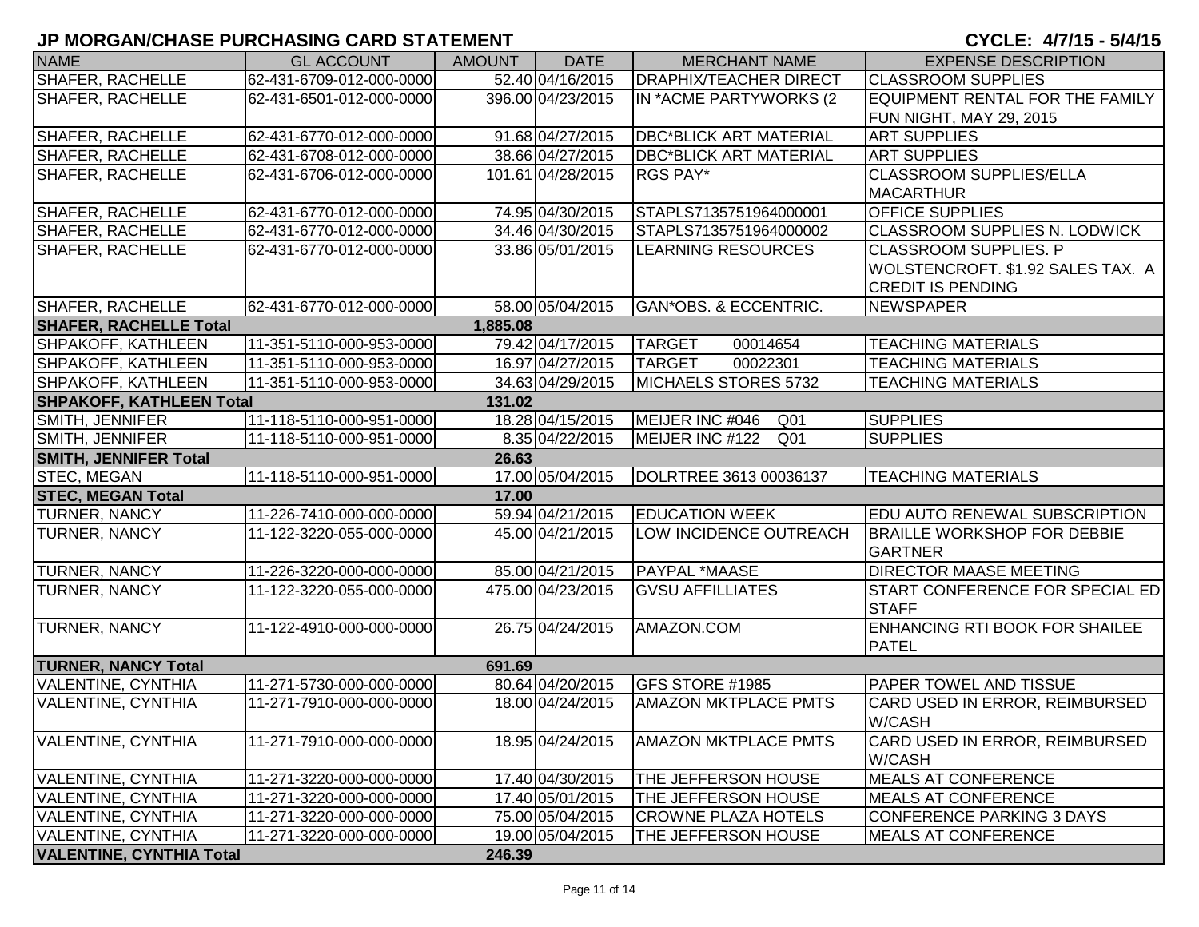## JP MORGAN/CHASE PURCHASING CARD STATEMENT

**CYCLE: 4/7/15 - 5/4/15**

| NAME | GL ACCOUNT | AMOUNT | DATE | MERCHANT NAME | EXPENSE DESCRIPTION |
|---|---|---|---|---|---|
| SHAFER, RACHELLE | 62-431-6709-012-000-0000 | 52.40 | 04/16/2015 | DRAPHIX/TEACHER DIRECT | CLASSROOM SUPPLIES |
| SHAFER, RACHELLE | 62-431-6501-012-000-0000 | 396.00 | 04/23/2015 | IN *ACME PARTYWORKS (2 | EQUIPMENT RENTAL FOR THE FAMILY FUN NIGHT, MAY 29, 2015 |
| SHAFER, RACHELLE | 62-431-6770-012-000-0000 | 91.68 | 04/27/2015 | DBC*BLICK ART MATERIAL | ART SUPPLIES |
| SHAFER, RACHELLE | 62-431-6708-012-000-0000 | 38.66 | 04/27/2015 | DBC*BLICK ART MATERIAL | ART SUPPLIES |
| SHAFER, RACHELLE | 62-431-6706-012-000-0000 | 101.61 | 04/28/2015 | RGS PAY* | CLASSROOM SUPPLIES/ELLA MACARTHUR |
| SHAFER, RACHELLE | 62-431-6770-012-000-0000 | 74.95 | 04/30/2015 | STAPLS7135751964000001 | OFFICE SUPPLIES |
| SHAFER, RACHELLE | 62-431-6770-012-000-0000 | 34.46 | 04/30/2015 | STAPLS7135751964000002 | CLASSROOM SUPPLIES N. LODWICK |
| SHAFER, RACHELLE | 62-431-6770-012-000-0000 | 33.86 | 05/01/2015 | LEARNING RESOURCES | CLASSROOM SUPPLIES. P WOLSTENCROFT. $1.92 SALES TAX. A CREDIT IS PENDING |
| SHAFER, RACHELLE | 62-431-6770-012-000-0000 | 58.00 | 05/04/2015 | GAN*OBS. & ECCENTRIC. | NEWSPAPER |
| **SHAFER, RACHELLE Total** | | **1,885.08** | | | |
| SHPAKOFF, KATHLEEN | 11-351-5110-000-953-0000 | 79.42 | 04/17/2015 | TARGET 00014654 | TEACHING MATERIALS |
| SHPAKOFF, KATHLEEN | 11-351-5110-000-953-0000 | 16.97 | 04/27/2015 | TARGET 00022301 | TEACHING MATERIALS |
| SHPAKOFF, KATHLEEN | 11-351-5110-000-953-0000 | 34.63 | 04/29/2015 | MICHAELS STORES 5732 | TEACHING MATERIALS |
| **SHPAKOFF, KATHLEEN Total** | | **131.02** | | | |
| SMITH, JENNIFER | 11-118-5110-000-951-0000 | 18.28 | 04/15/2015 | MEIJER INC #046 Q01 | SUPPLIES |
| SMITH, JENNIFER | 11-118-5110-000-951-0000 | 8.35 | 04/22/2015 | MEIJER INC #122 Q01 | SUPPLIES |
| **SMITH, JENNIFER Total** | | **26.63** | | | |
| STEC, MEGAN | 11-118-5110-000-951-0000 | 17.00 | 05/04/2015 | DOLRTREE 3613 00036137 | TEACHING MATERIALS |
| **STEC, MEGAN Total** | | **17.00** | | | |
| TURNER, NANCY | 11-226-7410-000-000-0000 | 59.94 | 04/21/2015 | EDUCATION WEEK | EDU AUTO RENEWAL SUBSCRIPTION |
| TURNER, NANCY | 11-122-3220-055-000-0000 | 45.00 | 04/21/2015 | LOW INCIDENCE OUTREACH | BRAILLE WORKSHOP FOR DEBBIE GARTNER |
| TURNER, NANCY | 11-226-3220-000-000-0000 | 85.00 | 04/21/2015 | PAYPAL *MAASE | DIRECTOR MAASE MEETING |
| TURNER, NANCY | 11-122-3220-055-000-0000 | 475.00 | 04/23/2015 | GVSU AFFILLIATES | START CONFERENCE FOR SPECIAL ED STAFF |
| TURNER, NANCY | 11-122-4910-000-000-0000 | 26.75 | 04/24/2015 | AMAZON.COM | ENHANCING RTI BOOK FOR SHAILEE PATEL |
| **TURNER, NANCY Total** | | **691.69** | | | |
| VALENTINE, CYNTHIA | 11-271-5730-000-000-0000 | 80.64 | 04/20/2015 | GFS STORE #1985 | PAPER TOWEL AND TISSUE |
| VALENTINE, CYNTHIA | 11-271-7910-000-000-0000 | 18.00 | 04/24/2015 | AMAZON MKTPLACE PMTS | CARD USED IN ERROR, REIMBURSED W/CASH |
| VALENTINE, CYNTHIA | 11-271-7910-000-000-0000 | 18.95 | 04/24/2015 | AMAZON MKTPLACE PMTS | CARD USED IN ERROR, REIMBURSED W/CASH |
| VALENTINE, CYNTHIA | 11-271-3220-000-000-0000 | 17.40 | 04/30/2015 | THE JEFFERSON HOUSE | MEALS AT CONFERENCE |
| VALENTINE, CYNTHIA | 11-271-3220-000-000-0000 | 17.40 | 05/01/2015 | THE JEFFERSON HOUSE | MEALS AT CONFERENCE |
| VALENTINE, CYNTHIA | 11-271-3220-000-000-0000 | 75.00 | 05/04/2015 | CROWNE PLAZA HOTELS | CONFERENCE PARKING 3 DAYS |
| VALENTINE, CYNTHIA | 11-271-3220-000-000-0000 | 19.00 | 05/04/2015 | THE JEFFERSON HOUSE | MEALS AT CONFERENCE |
| **VALENTINE, CYNTHIA Total** | | **246.39** | | | |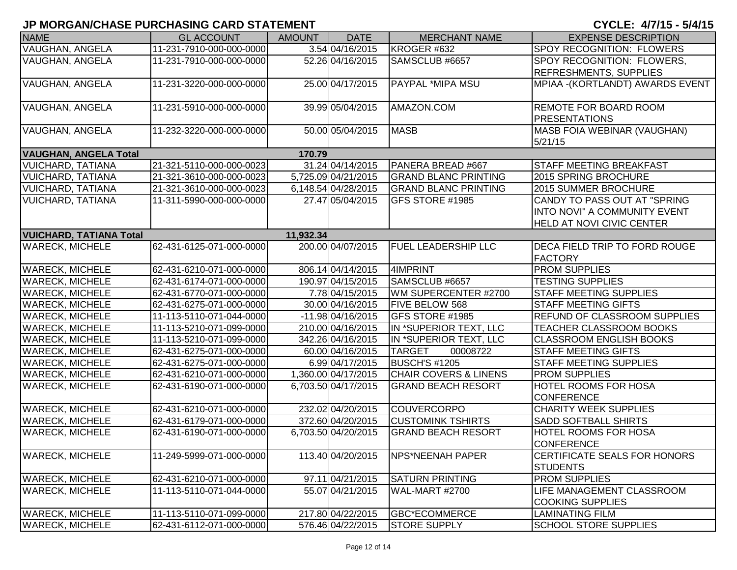# JP MORGAN/CHASE PURCHASING CARD STATEMENT

**CYCLE: 4/7/15 - 5/4/15**

| NAME | GL ACCOUNT | AMOUNT | DATE | MERCHANT NAME | EXPENSE DESCRIPTION |
|---|---|---|---|---|---|
| VAUGHAN, ANGELA | 11-231-7910-000-000-0000 | 3.54 | 04/16/2015 | KROGER #632 | SPOY RECOGNITION: FLOWERS |
| VAUGHAN, ANGELA | 11-231-7910-000-000-0000 | 52.26 | 04/16/2015 | SAMSCLUB #6657 | SPOY RECOGNITION: FLOWERS, REFRESHMENTS, SUPPLIES |
| VAUGHAN, ANGELA | 11-231-3220-000-000-0000 | 25.00 | 04/17/2015 | PAYPAL *MIPA MSU | MPIAA -(KORTLANDT) AWARDS EVENT |
| VAUGHAN, ANGELA | 11-231-5910-000-000-0000 | 39.99 | 05/04/2015 | AMAZON.COM | REMOTE FOR BOARD ROOM PRESENTATIONS |
| VAUGHAN, ANGELA | 11-232-3220-000-000-0000 | 50.00 | 05/04/2015 | MASB | MASB FOIA WEBINAR (VAUGHAN) 5/21/15 |
| **VAUGHAN, ANGELA Total** | | **170.79** | | | |
| VUICHARD, TATIANA | 21-321-5110-000-000-0023 | 31.24 | 04/14/2015 | PANERA BREAD #667 | STAFF MEETING BREAKFAST |
| VUICHARD, TATIANA | 21-321-3610-000-000-0023 | 5,725.09 | 04/21/2015 | GRAND BLANC PRINTING | 2015 SPRING BROCHURE |
| VUICHARD, TATIANA | 21-321-3610-000-000-0023 | 6,148.54 | 04/28/2015 | GRAND BLANC PRINTING | 2015 SUMMER BROCHURE |
| VUICHARD, TATIANA | 11-311-5990-000-000-0000 | 27.47 | 05/04/2015 | GFS STORE #1985 | CANDY TO PASS OUT AT "SPRING INTO NOVI" A COMMUNITY EVENT HELD AT NOVI CIVIC CENTER |
| **VUICHARD, TATIANA Total** | | **11,932.34** | | | |
| WARECK, MICHELE | 62-431-6125-071-000-0000 | 200.00 | 04/07/2015 | FUEL LEADERSHIP LLC | DECA FIELD TRIP TO FORD ROUGE FACTORY |
| WARECK, MICHELE | 62-431-6210-071-000-0000 | 806.14 | 04/14/2015 | 4IMPRINT | PROM SUPPLIES |
| WARECK, MICHELE | 62-431-6174-071-000-0000 | 190.97 | 04/15/2015 | SAMSCLUB #6657 | TESTING SUPPLIES |
| WARECK, MICHELE | 62-431-6770-071-000-0000 | 7.78 | 04/15/2015 | WM SUPERCENTER #2700 | STAFF MEETING SUPPLIES |
| WARECK, MICHELE | 62-431-6275-071-000-0000 | 30.00 | 04/16/2015 | FIVE BELOW 568 | STAFF MEETING GIFTS |
| WARECK, MICHELE | 11-113-5110-071-044-0000 | -11.98 | 04/16/2015 | GFS STORE #1985 | REFUND OF CLASSROOM SUPPLIES |
| WARECK, MICHELE | 11-113-5210-071-099-0000 | 210.00 | 04/16/2015 | IN *SUPERIOR TEXT, LLC | TEACHER CLASSROOM BOOKS |
| WARECK, MICHELE | 11-113-5210-071-099-0000 | 342.26 | 04/16/2015 | IN *SUPERIOR TEXT, LLC | CLASSROOM ENGLISH BOOKS |
| WARECK, MICHELE | 62-431-6275-071-000-0000 | 60.00 | 04/16/2015 | TARGET 00008722 | STAFF MEETING GIFTS |
| WARECK, MICHELE | 62-431-6275-071-000-0000 | 6.99 | 04/17/2015 | BUSCH'S #1205 | STAFF MEETING SUPPLIES |
| WARECK, MICHELE | 62-431-6210-071-000-0000 | 1,360.00 | 04/17/2015 | CHAIR COVERS & LINENS | PROM SUPPLIES |
| WARECK, MICHELE | 62-431-6190-071-000-0000 | 6,703.50 | 04/17/2015 | GRAND BEACH RESORT | HOTEL ROOMS FOR HOSA CONFERENCE |
| WARECK, MICHELE | 62-431-6210-071-000-0000 | 232.02 | 04/20/2015 | COUVERCORPO | CHARITY WEEK SUPPLIES |
| WARECK, MICHELE | 62-431-6179-071-000-0000 | 372.60 | 04/20/2015 | CUSTOMINK TSHIRTS | SADD SOFTBALL SHIRTS |
| WARECK, MICHELE | 62-431-6190-071-000-0000 | 6,703.50 | 04/20/2015 | GRAND BEACH RESORT | HOTEL ROOMS FOR HOSA CONFERENCE |
| WARECK, MICHELE | 11-249-5999-071-000-0000 | 113.40 | 04/20/2015 | NPS*NEENAH PAPER | CERTIFICATE SEALS FOR HONORS STUDENTS |
| WARECK, MICHELE | 62-431-6210-071-000-0000 | 97.11 | 04/21/2015 | SATURN PRINTING | PROM SUPPLIES |
| WARECK, MICHELE | 11-113-5110-071-044-0000 | 55.07 | 04/21/2015 | WAL-MART #2700 | LIFE MANAGEMENT CLASSROOM COOKING SUPPLIES |
| WARECK, MICHELE | 11-113-5110-071-099-0000 | 217.80 | 04/22/2015 | GBC*ECOMMERCE | LAMINATING FILM |
| WARECK, MICHELE | 62-431-6112-071-000-0000 | 576.46 | 04/22/2015 | STORE SUPPLY | SCHOOL STORE SUPPLIES |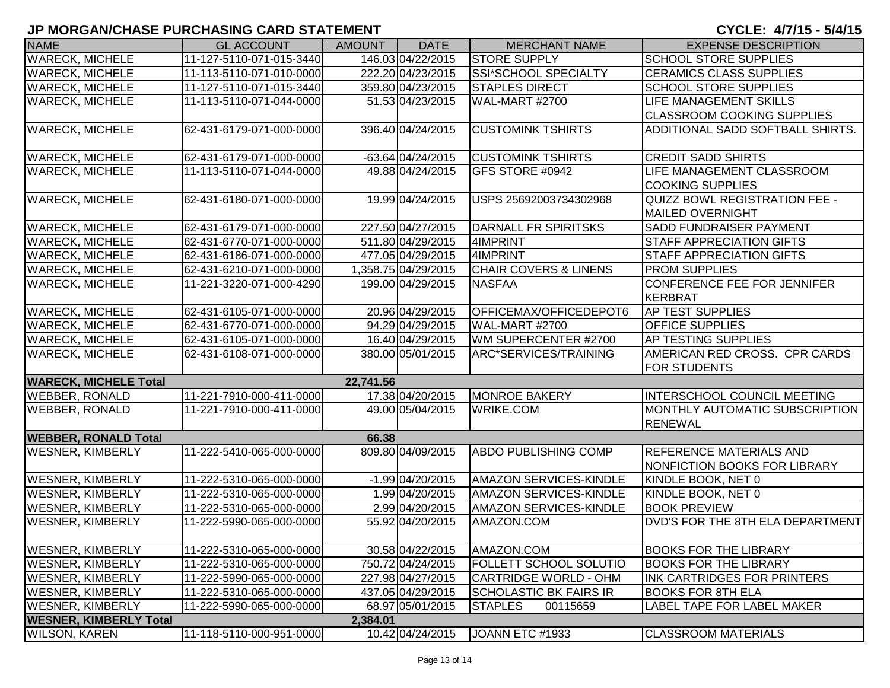## JP MORGAN/CHASE PURCHASING CARD STATEMENT

**CYCLE: 4/7/15 - 5/4/15**

| NAME | GL ACCOUNT | AMOUNT | DATE | MERCHANT NAME | EXPENSE DESCRIPTION |
|---|---|---|---|---|---|
| WARECK, MICHELE | 11-127-5110-071-015-3440 | 146.03 | 04/22/2015 | STORE SUPPLY | SCHOOL STORE SUPPLIES |
| WARECK, MICHELE | 11-113-5110-071-010-0000 | 222.20 | 04/23/2015 | SSI*SCHOOL SPECIALTY | CERAMICS CLASS SUPPLIES |
| WARECK, MICHELE | 11-127-5110-071-015-3440 | 359.80 | 04/23/2015 | STAPLES DIRECT | SCHOOL STORE SUPPLIES |
| WARECK, MICHELE | 11-113-5110-071-044-0000 | 51.53 | 04/23/2015 | WAL-MART #2700 | LIFE MANAGEMENT SKILLS CLASSROOM COOKING SUPPLIES |
| WARECK, MICHELE | 62-431-6179-071-000-0000 | 396.40 | 04/24/2015 | CUSTOMINK TSHIRTS | ADDITIONAL SADD SOFTBALL SHIRTS. |
| WARECK, MICHELE | 62-431-6179-071-000-0000 | -63.64 | 04/24/2015 | CUSTOMINK TSHIRTS | CREDIT SADD SHIRTS |
| WARECK, MICHELE | 11-113-5110-071-044-0000 | 49.88 | 04/24/2015 | GFS STORE #0942 | LIFE MANAGEMENT CLASSROOM COOKING SUPPLIES |
| WARECK, MICHELE | 62-431-6180-071-000-0000 | 19.99 | 04/24/2015 | USPS 25692003734302968 | QUIZZ BOWL REGISTRATION FEE - MAILED OVERNIGHT |
| WARECK, MICHELE | 62-431-6179-071-000-0000 | 227.50 | 04/27/2015 | DARNALL FR SPIRITSKS | SADD FUNDRAISER PAYMENT |
| WARECK, MICHELE | 62-431-6770-071-000-0000 | 511.80 | 04/29/2015 | 4IMPRINT | STAFF APPRECIATION GIFTS |
| WARECK, MICHELE | 62-431-6186-071-000-0000 | 477.05 | 04/29/2015 | 4IMPRINT | STAFF APPRECIATION GIFTS |
| WARECK, MICHELE | 62-431-6210-071-000-0000 | 1,358.75 | 04/29/2015 | CHAIR COVERS & LINENS | PROM SUPPLIES |
| WARECK, MICHELE | 11-221-3220-071-000-4290 | 199.00 | 04/29/2015 | NASFAA | CONFERENCE FEE FOR JENNIFER KERBRAT |
| WARECK, MICHELE | 62-431-6105-071-000-0000 | 20.96 | 04/29/2015 | OFFICEMAX/OFFICEDEPOT6 | AP TEST SUPPLIES |
| WARECK, MICHELE | 62-431-6770-071-000-0000 | 94.29 | 04/29/2015 | WAL-MART #2700 | OFFICE SUPPLIES |
| WARECK, MICHELE | 62-431-6105-071-000-0000 | 16.40 | 04/29/2015 | WM SUPERCENTER #2700 | AP TESTING SUPPLIES |
| WARECK, MICHELE | 62-431-6108-071-000-0000 | 380.00 | 05/01/2015 | ARC*SERVICES/TRAINING | AMERICAN RED CROSS. CPR CARDS FOR STUDENTS |
| **WARECK, MICHELE Total** | | **22,741.56** | | | |
| WEBBER, RONALD | 11-221-7910-000-411-0000 | 17.38 | 04/20/2015 | MONROE BAKERY | INTERSCHOOL COUNCIL MEETING |
| WEBBER, RONALD | 11-221-7910-000-411-0000 | 49.00 | 05/04/2015 | WRIKE.COM | MONTHLY AUTOMATIC SUBSCRIPTION RENEWAL |
| **WEBBER, RONALD Total** | | **66.38** | | | |
| WESNER, KIMBERLY | 11-222-5410-065-000-0000 | 809.80 | 04/09/2015 | ABDO PUBLISHING COMP | REFERENCE MATERIALS AND NONFICTION BOOKS FOR LIBRARY |
| WESNER, KIMBERLY | 11-222-5310-065-000-0000 | -1.99 | 04/20/2015 | AMAZON SERVICES-KINDLE | KINDLE BOOK, NET 0 |
| WESNER, KIMBERLY | 11-222-5310-065-000-0000 | 1.99 | 04/20/2015 | AMAZON SERVICES-KINDLE | KINDLE BOOK, NET 0 |
| WESNER, KIMBERLY | 11-222-5310-065-000-0000 | 2.99 | 04/20/2015 | AMAZON SERVICES-KINDLE | BOOK PREVIEW |
| WESNER, KIMBERLY | 11-222-5990-065-000-0000 | 55.92 | 04/20/2015 | AMAZON.COM | DVD'S FOR THE 8TH ELA DEPARTMENT |
| WESNER, KIMBERLY | 11-222-5310-065-000-0000 | 30.58 | 04/22/2015 | AMAZON.COM | BOOKS FOR THE LIBRARY |
| WESNER, KIMBERLY | 11-222-5310-065-000-0000 | 750.72 | 04/24/2015 | FOLLETT SCHOOL SOLUTIO | BOOKS FOR THE LIBRARY |
| WESNER, KIMBERLY | 11-222-5990-065-000-0000 | 227.98 | 04/27/2015 | CARTRIDGE WORLD - OHM | INK CARTRIDGES FOR PRINTERS |
| WESNER, KIMBERLY | 11-222-5310-065-000-0000 | 437.05 | 04/29/2015 | SCHOLASTIC BK FAIRS IR | BOOKS FOR 8TH ELA |
| WESNER, KIMBERLY | 11-222-5990-065-000-0000 | 68.97 | 05/01/2015 | STAPLES 00115659 | LABEL TAPE FOR LABEL MAKER |
| **WESNER, KIMBERLY Total** | | **2,384.01** | | | |
| WILSON, KAREN | 11-118-5110-000-951-0000 | 10.42 | 04/24/2015 | JOANN ETC #1933 | CLASSROOM MATERIALS |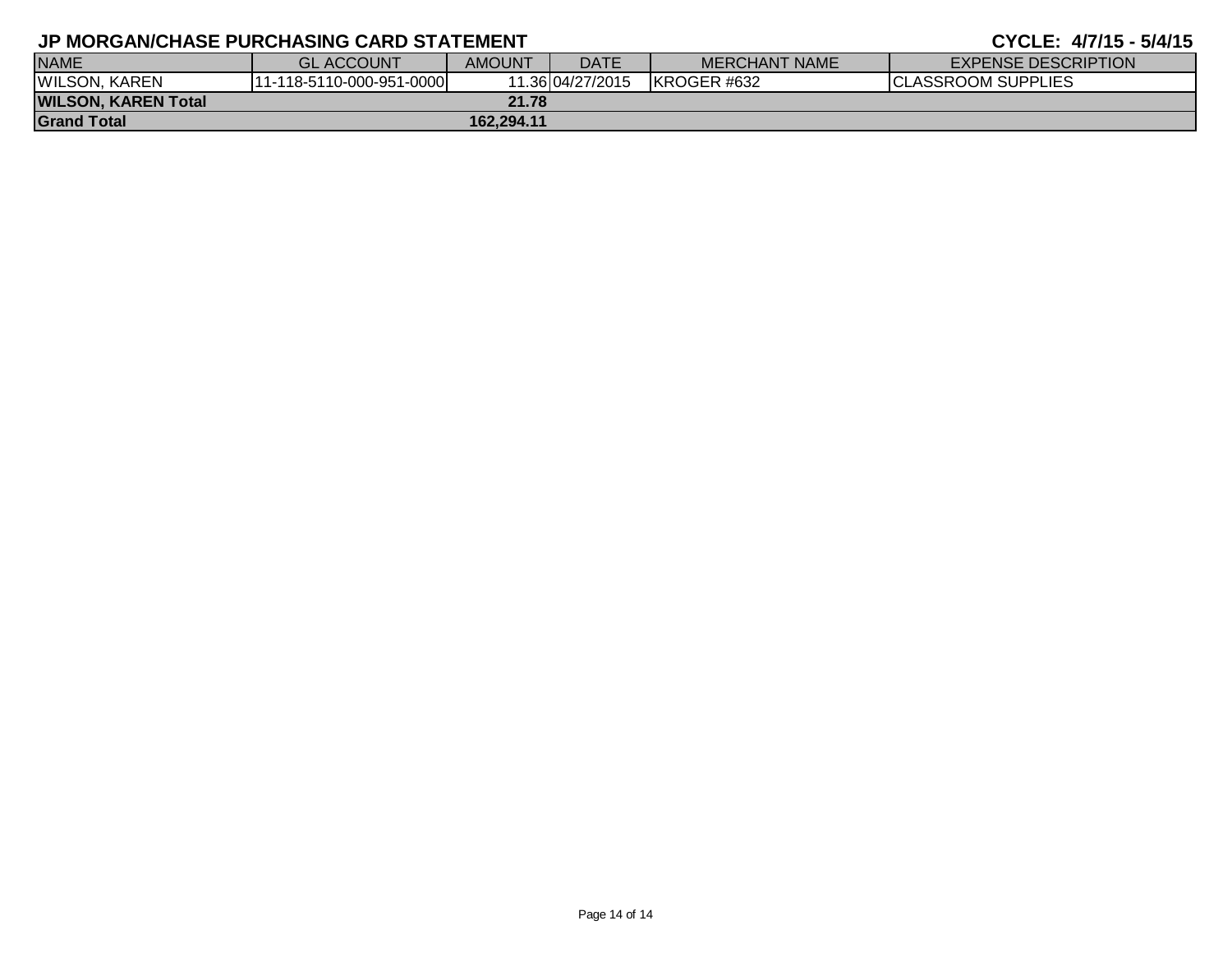**JP MORGAN/CHASE PURCHASING CARD STATEMENT** **CYCLE: 4/7/15 - 5/4/15**

| NAME | GL ACCOUNT | AMOUNT | DATE | MERCHANT NAME | EXPENSE DESCRIPTION |
|---|---|---|---|---|---|
| WILSON, KAREN | 11-118-5110-000-951-0000 | 11.36 | 04/27/2015 | KROGER #632 | CLASSROOM SUPPLIES |
| **WILSON, KAREN Total** | | **21.78** | | | |
| **Grand Total** | | **162,294.11** | | | |